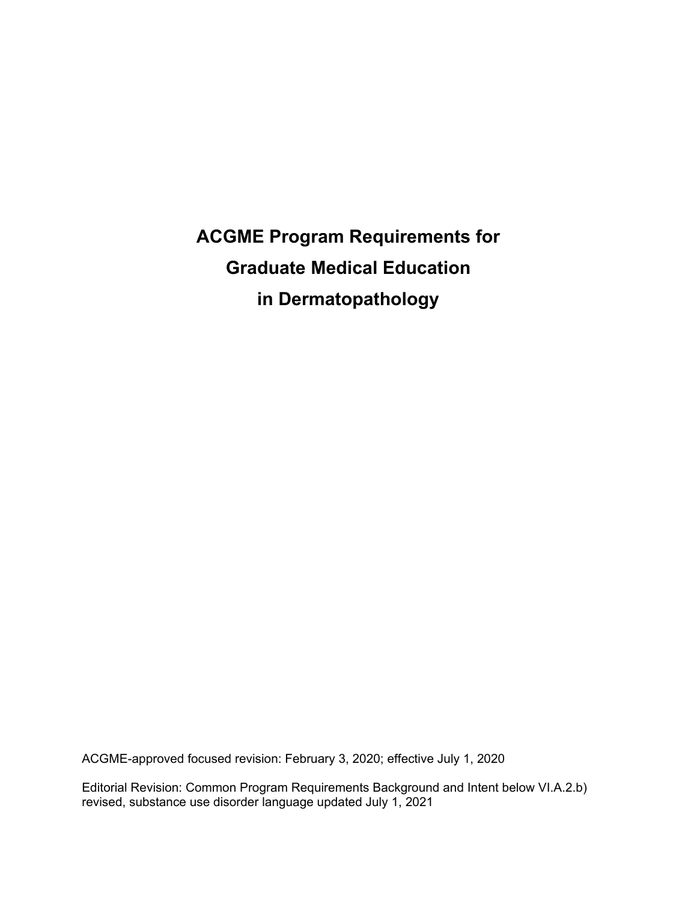# ACGME Program Requirements for Graduate Medical Education in Dermatopathology

ACGME-approved focused revision: February 3, 2020; effective July 1, 2020

Editorial Revision: Common Program Requirements Background and Intent below VI.A.2.b) revised, substance use disorder language updated July 1, 2021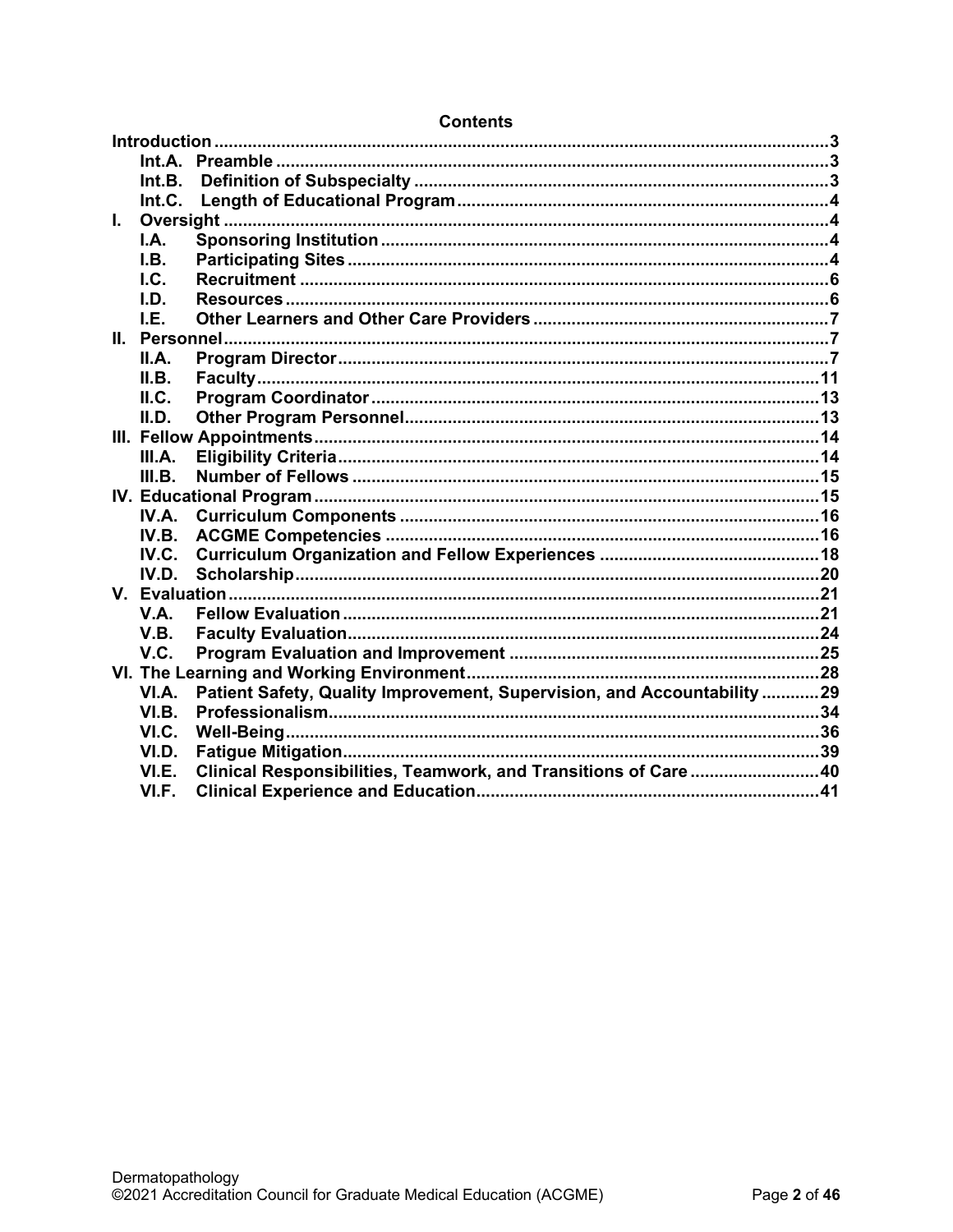# Contents

**Introduction** ....................................................................................................................3
- **Int.A. Preamble** ............................................................................................................3
- **Int.B. Definition of Subspecialty** .................................................................................3
- **Int.C. Length of Educational Program** ........................................................................4

**I. Oversight** ........................................................................................................................4
- **I.A. Sponsoring Institution** ............................................................................................4
- **I.B. Participating Sites** ...................................................................................................4
- **I.C. Recruitment** ............................................................................................................6
- **I.D. Resources** ...............................................................................................................6
- **I.E. Other Learners and Other Care Providers** .............................................................7

**II. Personnel** .......................................................................................................................7
- **II.A. Program Director** ...................................................................................................7
- **II.B. Faculty** ...................................................................................................................11
- **II.C. Program Coordinator** ............................................................................................13
- **II.D. Other Program Personnel** .....................................................................................13

**III. Fellow Appointments** ....................................................................................................14
- **III.A. Eligibility Criteria** ...................................................................................................14
- **III.B. Number of Fellows** ................................................................................................15

**IV. Educational Program** ....................................................................................................15
- **IV.A. Curriculum Components** .......................................................................................16
- **IV.B. ACGME Competencies** ..........................................................................................16
- **IV.C. Curriculum Organization and Fellow Experiences** ...............................................18
- **IV.D. Scholarship** ............................................................................................................20

**V. Evaluation** ......................................................................................................................21
- **V.A. Fellow Evaluation** ...................................................................................................21
- **V.B. Faculty Evaluation** ..................................................................................................24
- **V.C. Program Evaluation and Improvement** ..................................................................25

**VI. The Learning and Working Environment** .....................................................................28
- **VI.A. Patient Safety, Quality Improvement, Supervision, and Accountability** ...............29
- **VI.B. Professionalism** .....................................................................................................34
- **VI.C. Well-Being** ..............................................................................................................36
- **VI.D. Fatigue Mitigation** ..................................................................................................39
- **VI.E. Clinical Responsibilities, Teamwork, and Transitions of Care** .............................40
- **VI.F. Clinical Experience and Education** .......................................................................41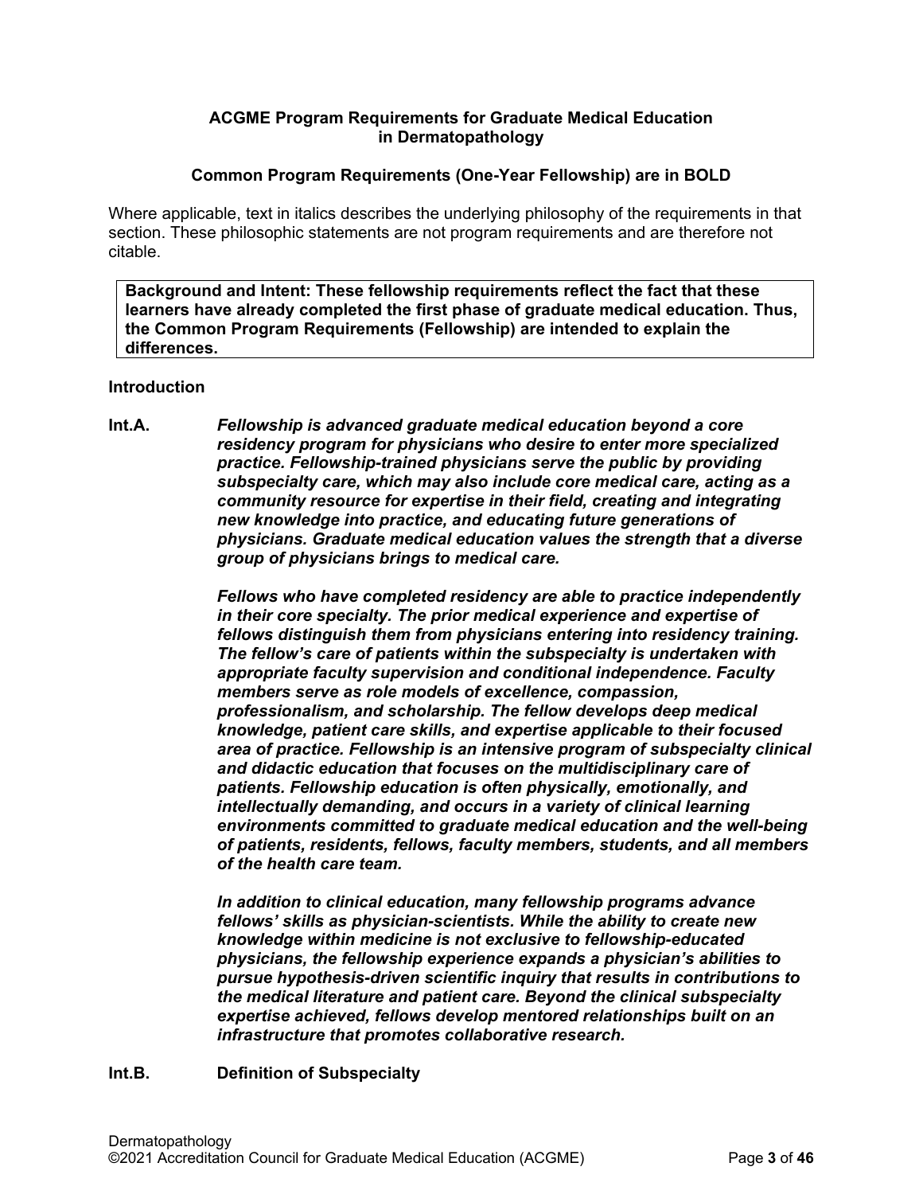**ACGME Program Requirements for Graduate Medical Education in Dermatopathology**

**Common Program Requirements (One-Year Fellowship) are in BOLD**

Where applicable, text in italics describes the underlying philosophy of the requirements in that section. These philosophic statements are not program requirements and are therefore not citable.

> **Background and Intent: These fellowship requirements reflect the fact that these learners have already completed the first phase of graduate medical education. Thus, the Common Program Requirements (Fellowship) are intended to explain the differences.**

**Introduction**

**Int.A.** ***Fellowship is advanced graduate medical education beyond a core residency program for physicians who desire to enter more specialized practice. Fellowship-trained physicians serve the public by providing subspecialty care, which may also include core medical care, acting as a community resource for expertise in their field, creating and integrating new knowledge into practice, and educating future generations of physicians. Graduate medical education values the strength that a diverse group of physicians brings to medical care.***

***Fellows who have completed residency are able to practice independently in their core specialty. The prior medical experience and expertise of fellows distinguish them from physicians entering into residency training. The fellow's care of patients within the subspecialty is undertaken with appropriate faculty supervision and conditional independence. Faculty members serve as role models of excellence, compassion, professionalism, and scholarship. The fellow develops deep medical knowledge, patient care skills, and expertise applicable to their focused area of practice. Fellowship is an intensive program of subspecialty clinical and didactic education that focuses on the multidisciplinary care of patients. Fellowship education is often physically, emotionally, and intellectually demanding, and occurs in a variety of clinical learning environments committed to graduate medical education and the well-being of patients, residents, fellows, faculty members, students, and all members of the health care team.***

***In addition to clinical education, many fellowship programs advance fellows' skills as physician-scientists. While the ability to create new knowledge within medicine is not exclusive to fellowship-educated physicians, the fellowship experience expands a physician's abilities to pursue hypothesis-driven scientific inquiry that results in contributions to the medical literature and patient care. Beyond the clinical subspecialty expertise achieved, fellows develop mentored relationships built on an infrastructure that promotes collaborative research.***

**Int.B.** **Definition of Subspecialty**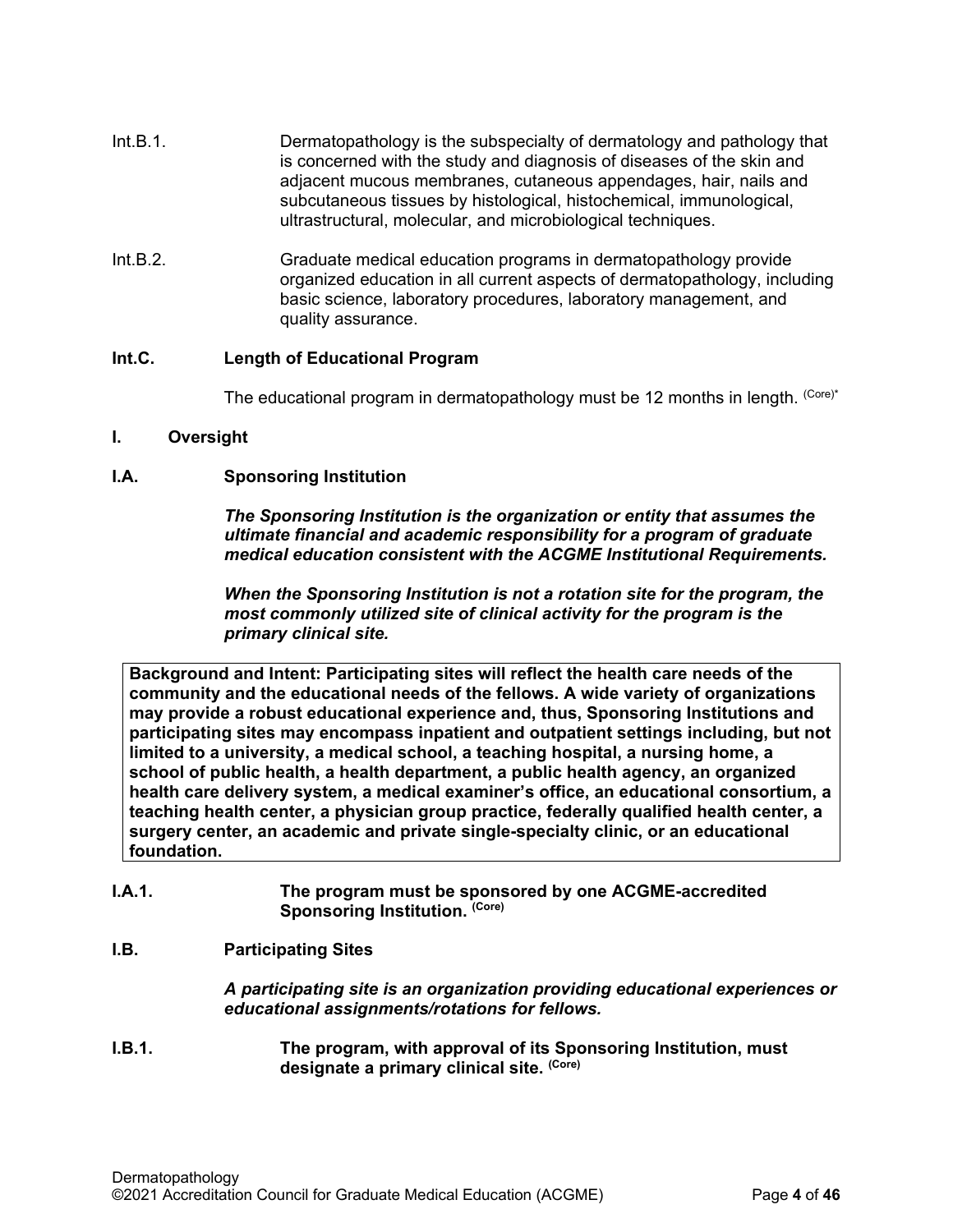Int.B.1. Dermatopathology is the subspecialty of dermatology and pathology that is concerned with the study and diagnosis of diseases of the skin and adjacent mucous membranes, cutaneous appendages, hair, nails and subcutaneous tissues by histological, histochemical, immunological, ultrastructural, molecular, and microbiological techniques.

Int.B.2. Graduate medical education programs in dermatopathology provide organized education in all current aspects of dermatopathology, including basic science, laboratory procedures, laboratory management, and quality assurance.

**Int.C. Length of Educational Program**

The educational program in dermatopathology must be 12 months in length. (Core)*

## I. Oversight

### I.A. Sponsoring Institution

***The Sponsoring Institution is the organization or entity that assumes the ultimate financial and academic responsibility for a program of graduate medical education consistent with the ACGME Institutional Requirements.***

***When the Sponsoring Institution is not a rotation site for the program, the most commonly utilized site of clinical activity for the program is the primary clinical site.***

**Background and Intent: Participating sites will reflect the health care needs of the community and the educational needs of the fellows. A wide variety of organizations may provide a robust educational experience and, thus, Sponsoring Institutions and participating sites may encompass inpatient and outpatient settings including, but not limited to a university, a medical school, a teaching hospital, a nursing home, a school of public health, a health department, a public health agency, an organized health care delivery system, a medical examiner's office, an educational consortium, a teaching health center, a physician group practice, federally qualified health center, a surgery center, an academic and private single-specialty clinic, or an educational foundation.**

**I.A.1. The program must be sponsored by one ACGME-accredited Sponsoring Institution. (Core)**

### I.B. Participating Sites

***A participating site is an organization providing educational experiences or educational assignments/rotations for fellows.***

**I.B.1. The program, with approval of its Sponsoring Institution, must designate a primary clinical site. (Core)**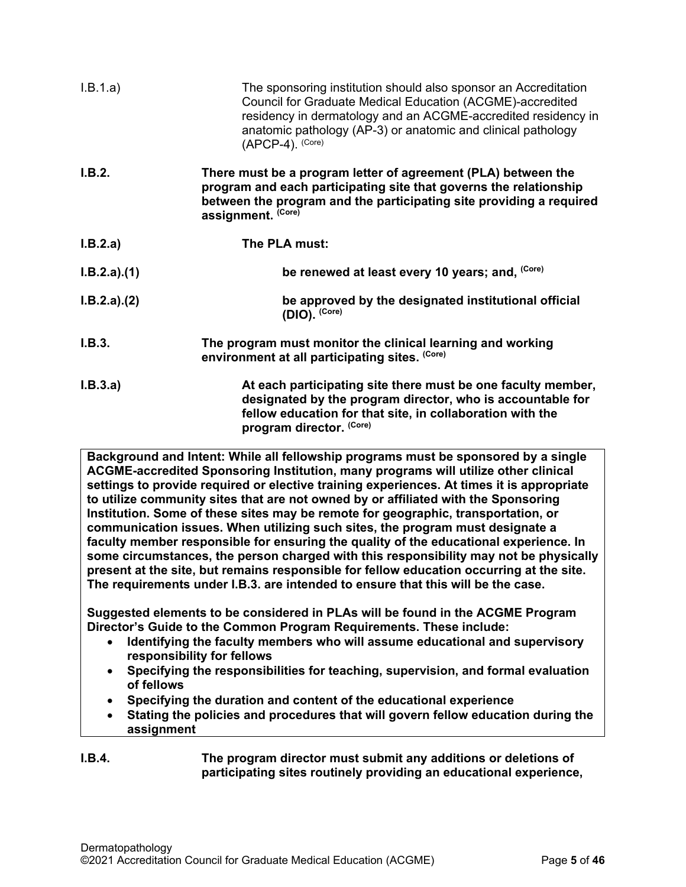I.B.1.a) The sponsoring institution should also sponsor an Accreditation Council for Graduate Medical Education (ACGME)-accredited residency in dermatology and an ACGME-accredited residency in anatomic pathology (AP-3) or anatomic and clinical pathology (APCP-4). (Core)

**I.B.2. There must be a program letter of agreement (PLA) between the program and each participating site that governs the relationship between the program and the participating site providing a required assignment. (Core)**

**I.B.2.a) The PLA must:**

**I.B.2.a).(1) be renewed at least every 10 years; and, (Core)**

**I.B.2.a).(2) be approved by the designated institutional official (DIO). (Core)**

**I.B.3. The program must monitor the clinical learning and working environment at all participating sites. (Core)**

**I.B.3.a) At each participating site there must be one faculty member, designated by the program director, who is accountable for fellow education for that site, in collaboration with the program director. (Core)**

**Background and Intent: While all fellowship programs must be sponsored by a single ACGME-accredited Sponsoring Institution, many programs will utilize other clinical settings to provide required or elective training experiences. At times it is appropriate to utilize community sites that are not owned by or affiliated with the Sponsoring Institution. Some of these sites may be remote for geographic, transportation, or communication issues. When utilizing such sites, the program must designate a faculty member responsible for ensuring the quality of the educational experience. In some circumstances, the person charged with this responsibility may not be physically present at the site, but remains responsible for fellow education occurring at the site. The requirements under I.B.3. are intended to ensure that this will be the case.**

**Suggested elements to be considered in PLAs will be found in the ACGME Program Director's Guide to the Common Program Requirements. These include:**

- **Identifying the faculty members who will assume educational and supervisory responsibility for fellows**
- **Specifying the responsibilities for teaching, supervision, and formal evaluation of fellows**
- **Specifying the duration and content of the educational experience**
- **Stating the policies and procedures that will govern fellow education during the assignment**

**I.B.4. The program director must submit any additions or deletions of participating sites routinely providing an educational experience,**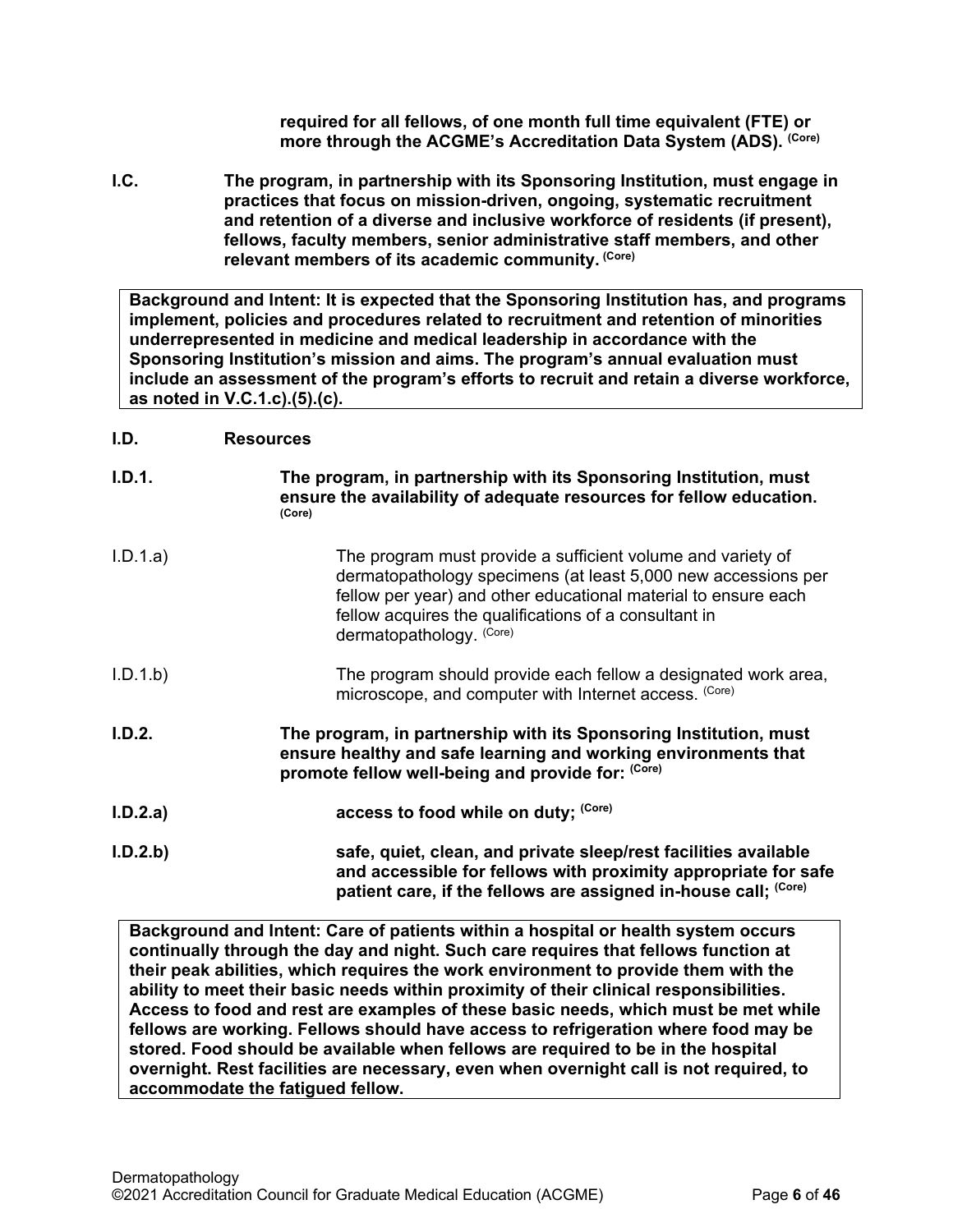**required for all fellows, of one month full time equivalent (FTE) or more through the ACGME's Accreditation Data System (ADS).** (Core)

**I.C. The program, in partnership with its Sponsoring Institution, must engage in practices that focus on mission-driven, ongoing, systematic recruitment and retention of a diverse and inclusive workforce of residents (if present), fellows, faculty members, senior administrative staff members, and other relevant members of its academic community.** (Core)

> **Background and Intent: It is expected that the Sponsoring Institution has, and programs implement, policies and procedures related to recruitment and retention of minorities underrepresented in medicine and medical leadership in accordance with the Sponsoring Institution's mission and aims. The program's annual evaluation must include an assessment of the program's efforts to recruit and retain a diverse workforce, as noted in V.C.1.c).(5).(c).**

**I.D. Resources**

**I.D.1. The program, in partnership with its Sponsoring Institution, must ensure the availability of adequate resources for fellow education.** (Core)

I.D.1.a) The program must provide a sufficient volume and variety of dermatopathology specimens (at least 5,000 new accessions per fellow per year) and other educational material to ensure each fellow acquires the qualifications of a consultant in dermatopathology. (Core)

I.D.1.b) The program should provide each fellow a designated work area, microscope, and computer with Internet access. (Core)

**I.D.2. The program, in partnership with its Sponsoring Institution, must ensure healthy and safe learning and working environments that promote fellow well-being and provide for:** (Core)

**I.D.2.a) access to food while on duty;** (Core)

**I.D.2.b) safe, quiet, clean, and private sleep/rest facilities available and accessible for fellows with proximity appropriate for safe patient care, if the fellows are assigned in-house call;** (Core)

> **Background and Intent: Care of patients within a hospital or health system occurs continually through the day and night. Such care requires that fellows function at their peak abilities, which requires the work environment to provide them with the ability to meet their basic needs within proximity of their clinical responsibilities. Access to food and rest are examples of these basic needs, which must be met while fellows are working. Fellows should have access to refrigeration where food may be stored. Food should be available when fellows are required to be in the hospital overnight. Rest facilities are necessary, even when overnight call is not required, to accommodate the fatigued fellow.**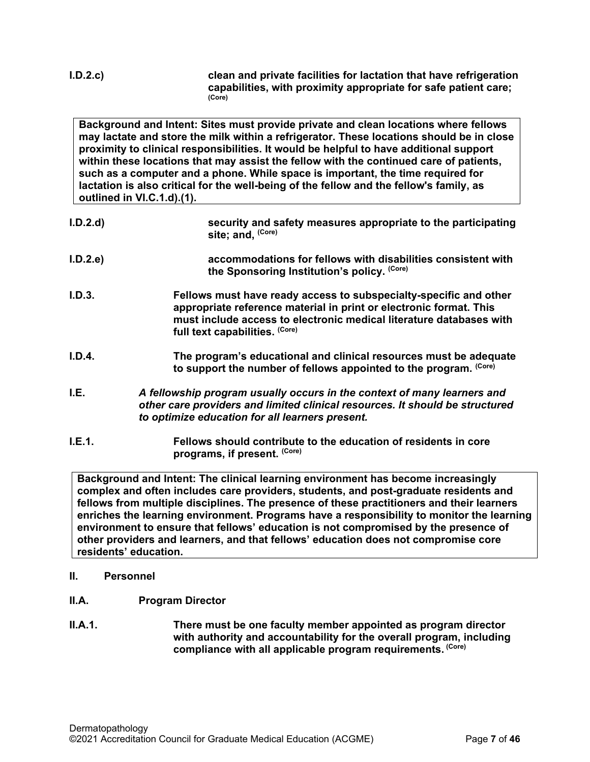**I.D.2.c)** **clean and private facilities for lactation that have refrigeration capabilities, with proximity appropriate for safe patient care;** **(Core)**

> **Background and Intent: Sites must provide private and clean locations where fellows may lactate and store the milk within a refrigerator. These locations should be in close proximity to clinical responsibilities. It would be helpful to have additional support within these locations that may assist the fellow with the continued care of patients, such as a computer and a phone. While space is important, the time required for lactation is also critical for the well-being of the fellow and the fellow's family, as outlined in VI.C.1.d).(1).**

**I.D.2.d)** **security and safety measures appropriate to the participating site; and,** **(Core)**

**I.D.2.e)** **accommodations for fellows with disabilities consistent with the Sponsoring Institution's policy.** **(Core)**

**I.D.3.** **Fellows must have ready access to subspecialty-specific and other appropriate reference material in print or electronic format. This must include access to electronic medical literature databases with full text capabilities.** **(Core)**

**I.D.4.** **The program's educational and clinical resources must be adequate to support the number of fellows appointed to the program.** **(Core)**

**I.E.** *A fellowship program usually occurs in the context of many learners and other care providers and limited clinical resources. It should be structured to optimize education for all learners present.*

**I.E.1.** **Fellows should contribute to the education of residents in core programs, if present.** **(Core)**

> **Background and Intent: The clinical learning environment has become increasingly complex and often includes care providers, students, and post-graduate residents and fellows from multiple disciplines. The presence of these practitioners and their learners enriches the learning environment. Programs have a responsibility to monitor the learning environment to ensure that fellows' education is not compromised by the presence of other providers and learners, and that fellows' education does not compromise core residents' education.**

## II. Personnel

### II.A. Program Director

**II.A.1.** **There must be one faculty member appointed as program director with authority and accountability for the overall program, including compliance with all applicable program requirements.** **(Core)**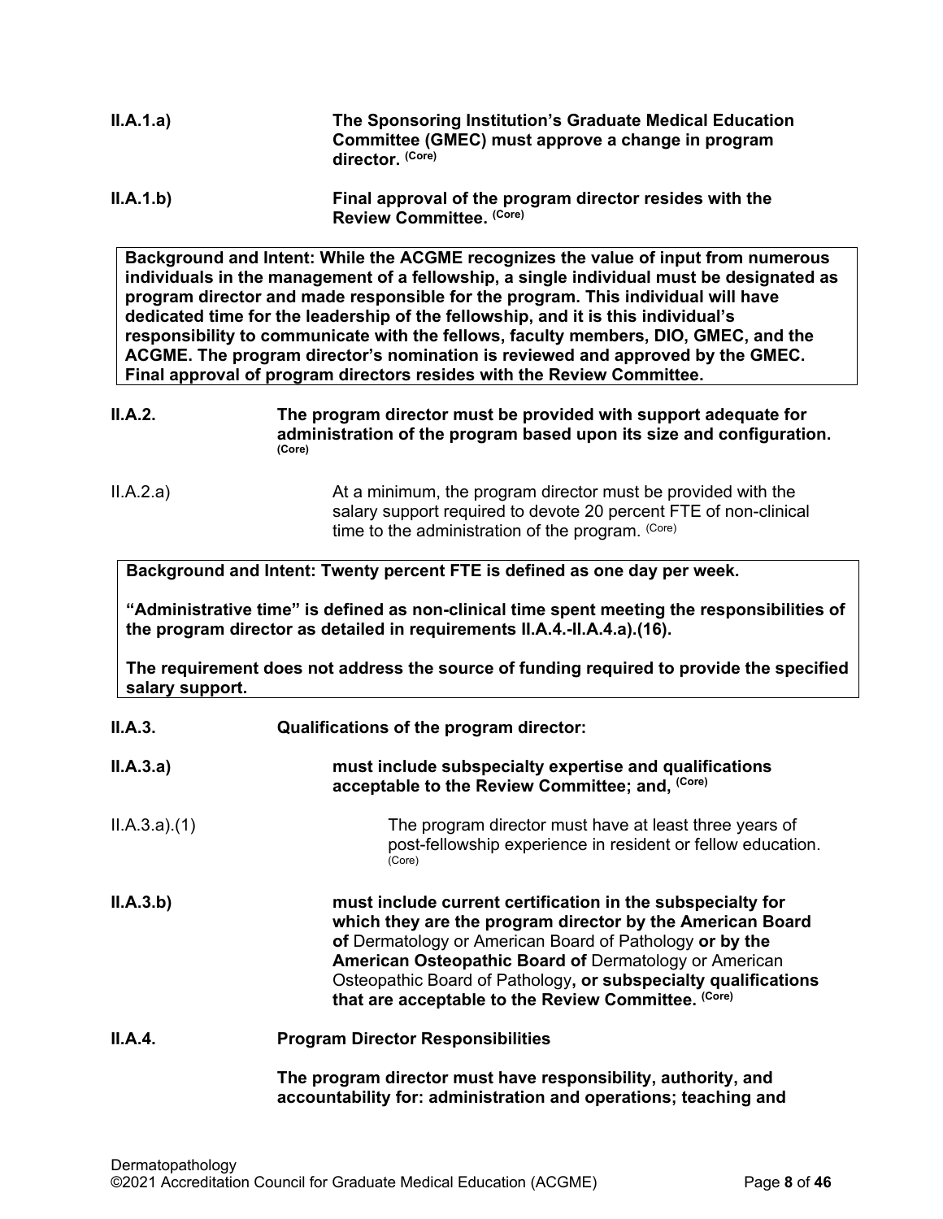**II.A.1.a)** **The Sponsoring Institution's Graduate Medical Education Committee (GMEC) must approve a change in program director.** **(Core)**

**II.A.1.b)** **Final approval of the program director resides with the Review Committee.** **(Core)**

> **Background and Intent: While the ACGME recognizes the value of input from numerous individuals in the management of a fellowship, a single individual must be designated as program director and made responsible for the program. This individual will have dedicated time for the leadership of the fellowship, and it is this individual's responsibility to communicate with the fellows, faculty members, DIO, GMEC, and the ACGME. The program director's nomination is reviewed and approved by the GMEC. Final approval of program directors resides with the Review Committee.**

**II.A.2.** **The program director must be provided with support adequate for administration of the program based upon its size and configuration.** **(Core)**

II.A.2.a) At a minimum, the program director must be provided with the salary support required to devote 20 percent FTE of non-clinical time to the administration of the program. (Core)

> **Background and Intent: Twenty percent FTE is defined as one day per week.**
>
> **"Administrative time" is defined as non-clinical time spent meeting the responsibilities of the program director as detailed in requirements II.A.4.-II.A.4.a).(16).**
>
> **The requirement does not address the source of funding required to provide the specified salary support.**

**II.A.3.** **Qualifications of the program director:**

**II.A.3.a)** **must include subspecialty expertise and qualifications acceptable to the Review Committee; and,** **(Core)**

II.A.3.a).(1) The program director must have at least three years of post-fellowship experience in resident or fellow education. (Core)

**II.A.3.b)** **must include current certification in the subspecialty for which they are the program director by the American Board of** Dermatology or American Board of Pathology **or by the American Osteopathic Board of** Dermatology or American Osteopathic Board of Pathology**, or subspecialty qualifications that are acceptable to the Review Committee.** **(Core)**

**II.A.4.** **Program Director Responsibilities**

**The program director must have responsibility, authority, and accountability for: administration and operations; teaching and**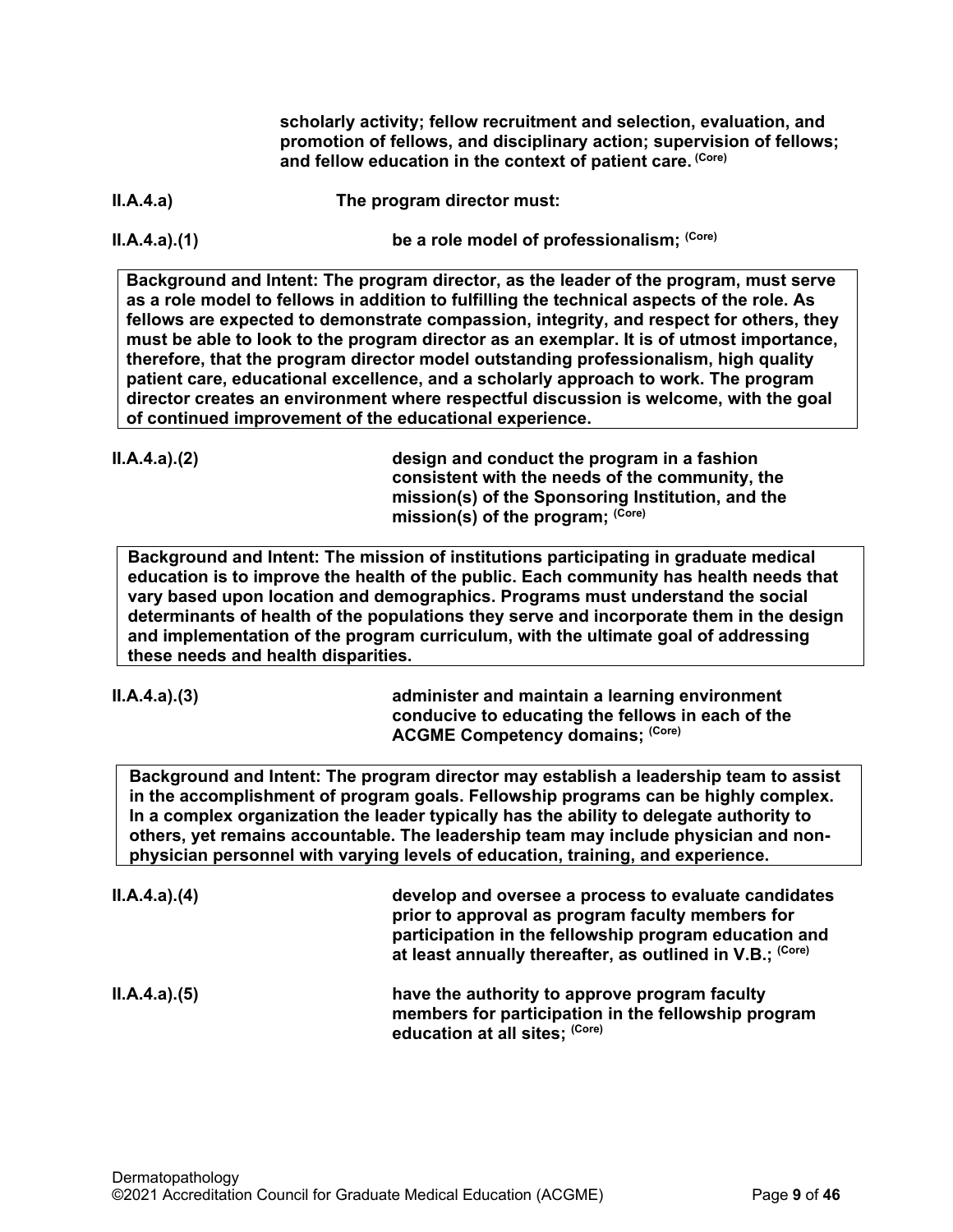**scholarly activity; fellow recruitment and selection, evaluation, and promotion of fellows, and disciplinary action; supervision of fellows; and fellow education in the context of patient care.** (Core)

**II.A.4.a)** **The program director must:**

**II.A.4.a).(1)** **be a role model of professionalism;** (Core)

**Background and Intent: The program director, as the leader of the program, must serve as a role model to fellows in addition to fulfilling the technical aspects of the role. As fellows are expected to demonstrate compassion, integrity, and respect for others, they must be able to look to the program director as an exemplar. It is of utmost importance, therefore, that the program director model outstanding professionalism, high quality patient care, educational excellence, and a scholarly approach to work. The program director creates an environment where respectful discussion is welcome, with the goal of continued improvement of the educational experience.**

**II.A.4.a).(2)** **design and conduct the program in a fashion consistent with the needs of the community, the mission(s) of the Sponsoring Institution, and the mission(s) of the program;** (Core)

**Background and Intent: The mission of institutions participating in graduate medical education is to improve the health of the public. Each community has health needs that vary based upon location and demographics. Programs must understand the social determinants of health of the populations they serve and incorporate them in the design and implementation of the program curriculum, with the ultimate goal of addressing these needs and health disparities.**

**II.A.4.a).(3)** **administer and maintain a learning environment conducive to educating the fellows in each of the ACGME Competency domains;** (Core)

**Background and Intent: The program director may establish a leadership team to assist in the accomplishment of program goals. Fellowship programs can be highly complex. In a complex organization the leader typically has the ability to delegate authority to others, yet remains accountable. The leadership team may include physician and non-physician personnel with varying levels of education, training, and experience.**

**II.A.4.a).(4)** **develop and oversee a process to evaluate candidates prior to approval as program faculty members for participation in the fellowship program education and at least annually thereafter, as outlined in V.B.;** (Core)

**II.A.4.a).(5)** **have the authority to approve program faculty members for participation in the fellowship program education at all sites;** (Core)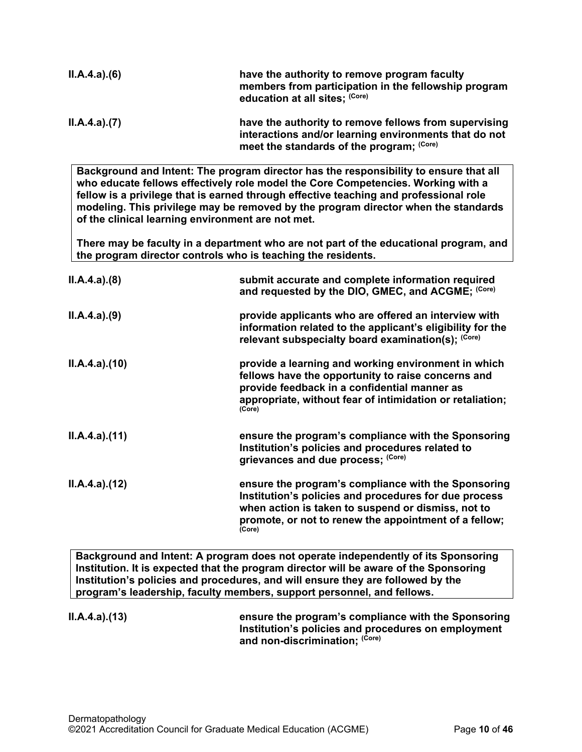| | |
|---|---|
| **II.A.4.a).(6)** | **have the authority to remove program faculty members from participation in the fellowship program education at all sites;** (Core) |
| **II.A.4.a).(7)** | **have the authority to remove fellows from supervising interactions and/or learning environments that do not meet the standards of the program;** (Core) |

**Background and Intent: The program director has the responsibility to ensure that all who educate fellows effectively role model the Core Competencies. Working with a fellow is a privilege that is earned through effective teaching and professional role modeling. This privilege may be removed by the program director when the standards of the clinical learning environment are not met.**

**There may be faculty in a department who are not part of the educational program, and the program director controls who is teaching the residents.**

| | |
|---|---|
| **II.A.4.a).(8)** | **submit accurate and complete information required and requested by the DIO, GMEC, and ACGME;** (Core) |
| **II.A.4.a).(9)** | **provide applicants who are offered an interview with information related to the applicant's eligibility for the relevant subspecialty board examination(s);** (Core) |
| **II.A.4.a).(10)** | **provide a learning and working environment in which fellows have the opportunity to raise concerns and provide feedback in a confidential manner as appropriate, without fear of intimidation or retaliation;** (Core) |
| **II.A.4.a).(11)** | **ensure the program's compliance with the Sponsoring Institution's policies and procedures related to grievances and due process;** (Core) |
| **II.A.4.a).(12)** | **ensure the program's compliance with the Sponsoring Institution's policies and procedures for due process when action is taken to suspend or dismiss, not to promote, or not to renew the appointment of a fellow;** (Core) |

**Background and Intent: A program does not operate independently of its Sponsoring Institution. It is expected that the program director will be aware of the Sponsoring Institution's policies and procedures, and will ensure they are followed by the program's leadership, faculty members, support personnel, and fellows.**

| | |
|---|---|
| **II.A.4.a).(13)** | **ensure the program's compliance with the Sponsoring Institution's policies and procedures on employment and non-discrimination;** (Core) |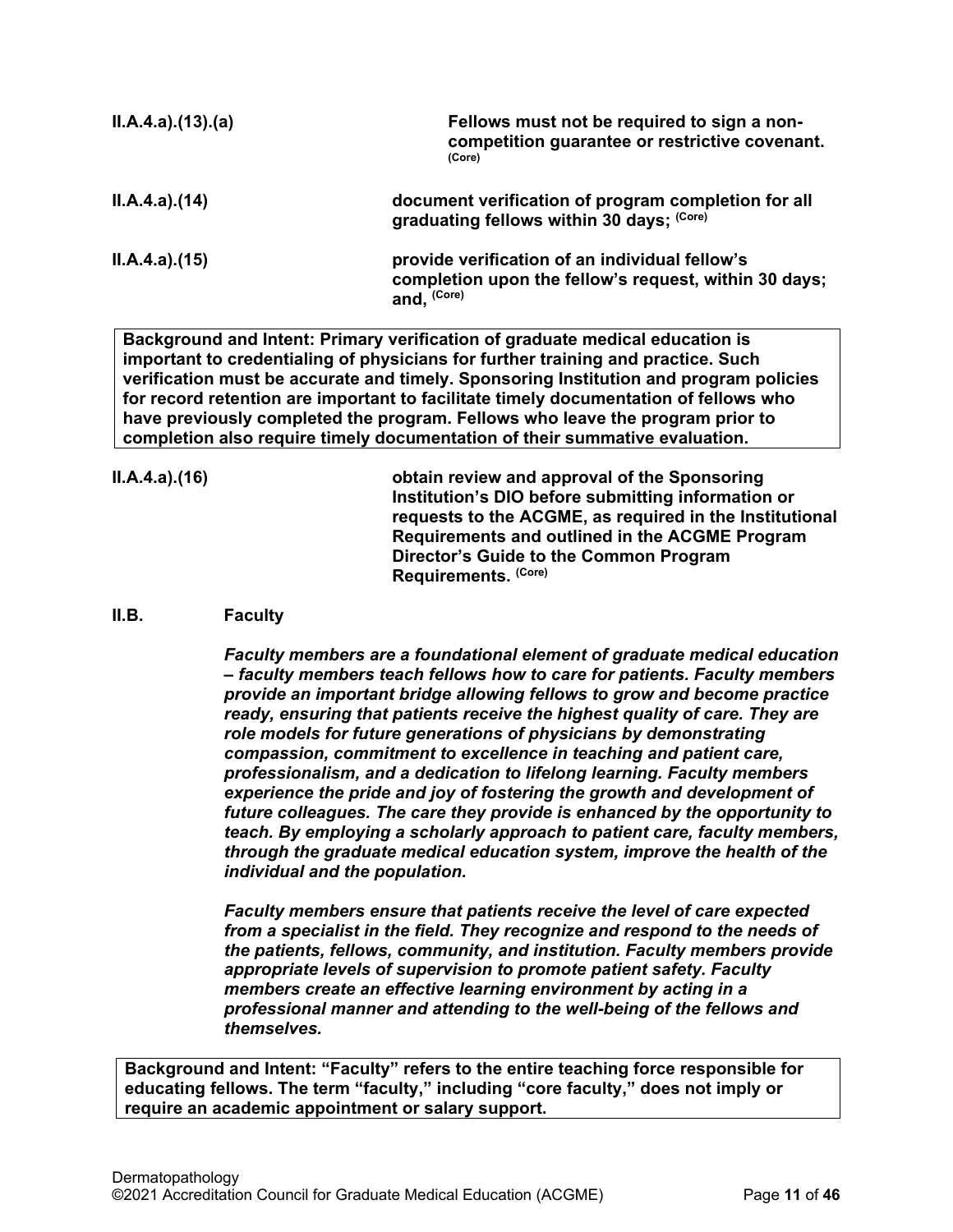**II.A.4.a).(13).(a)** **Fellows must not be required to sign a non-competition guarantee or restrictive covenant.** (Core)

**II.A.4.a).(14)** **document verification of program completion for all graduating fellows within 30 days;** (Core)

**II.A.4.a).(15)** **provide verification of an individual fellow's completion upon the fellow's request, within 30 days; and,** (Core)

**Background and Intent: Primary verification of graduate medical education is important to credentialing of physicians for further training and practice. Such verification must be accurate and timely. Sponsoring Institution and program policies for record retention are important to facilitate timely documentation of fellows who have previously completed the program. Fellows who leave the program prior to completion also require timely documentation of their summative evaluation.**

**II.A.4.a).(16)** **obtain review and approval of the Sponsoring Institution's DIO before submitting information or requests to the ACGME, as required in the Institutional Requirements and outlined in the ACGME Program Director's Guide to the Common Program Requirements.** (Core)

## II.B. Faculty

***Faculty members are a foundational element of graduate medical education – faculty members teach fellows how to care for patients. Faculty members provide an important bridge allowing fellows to grow and become practice ready, ensuring that patients receive the highest quality of care. They are role models for future generations of physicians by demonstrating compassion, commitment to excellence in teaching and patient care, professionalism, and a dedication to lifelong learning. Faculty members experience the pride and joy of fostering the growth and development of future colleagues. The care they provide is enhanced by the opportunity to teach. By employing a scholarly approach to patient care, faculty members, through the graduate medical education system, improve the health of the individual and the population.***

***Faculty members ensure that patients receive the level of care expected from a specialist in the field. They recognize and respond to the needs of the patients, fellows, community, and institution. Faculty members provide appropriate levels of supervision to promote patient safety. Faculty members create an effective learning environment by acting in a professional manner and attending to the well-being of the fellows and themselves.***

**Background and Intent: "Faculty" refers to the entire teaching force responsible for educating fellows. The term "faculty," including "core faculty," does not imply or require an academic appointment or salary support.**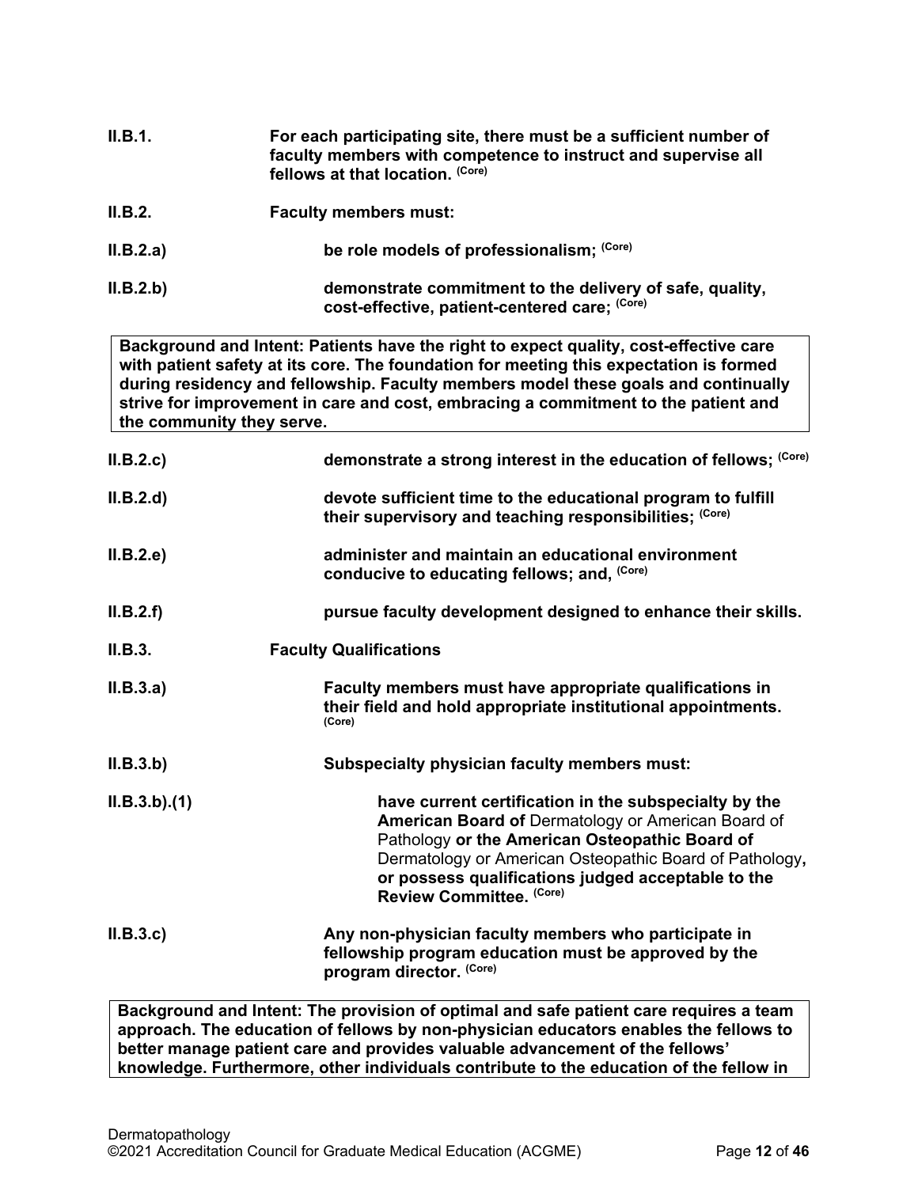**II.B.1.** **For each participating site, there must be a sufficient number of faculty members with competence to instruct and supervise all fellows at that location.** (Core)

**II.B.2.** **Faculty members must:**

**II.B.2.a)** **be role models of professionalism;** (Core)

**II.B.2.b)** **demonstrate commitment to the delivery of safe, quality, cost-effective, patient-centered care;** (Core)

> **Background and Intent: Patients have the right to expect quality, cost-effective care with patient safety at its core. The foundation for meeting this expectation is formed during residency and fellowship. Faculty members model these goals and continually strive for improvement in care and cost, embracing a commitment to the patient and the community they serve.**

**II.B.2.c)** **demonstrate a strong interest in the education of fellows;** (Core)

**II.B.2.d)** **devote sufficient time to the educational program to fulfill their supervisory and teaching responsibilities;** (Core)

**II.B.2.e)** **administer and maintain an educational environment conducive to educating fellows; and,** (Core)

**II.B.2.f)** **pursue faculty development designed to enhance their skills.**

**II.B.3.** **Faculty Qualifications**

**II.B.3.a)** **Faculty members must have appropriate qualifications in their field and hold appropriate institutional appointments.** (Core)

**II.B.3.b)** **Subspecialty physician faculty members must:**

**II.B.3.b).(1)** **have current certification in the subspecialty by the American Board of** Dermatology or American Board of Pathology **or the American Osteopathic Board of** Dermatology or American Osteopathic Board of Pathology**, or possess qualifications judged acceptable to the Review Committee.** (Core)

**II.B.3.c)** **Any non-physician faculty members who participate in fellowship program education must be approved by the program director.** (Core)

> **Background and Intent: The provision of optimal and safe patient care requires a team approach. The education of fellows by non-physician educators enables the fellows to better manage patient care and provides valuable advancement of the fellows' knowledge. Furthermore, other individuals contribute to the education of the fellow in**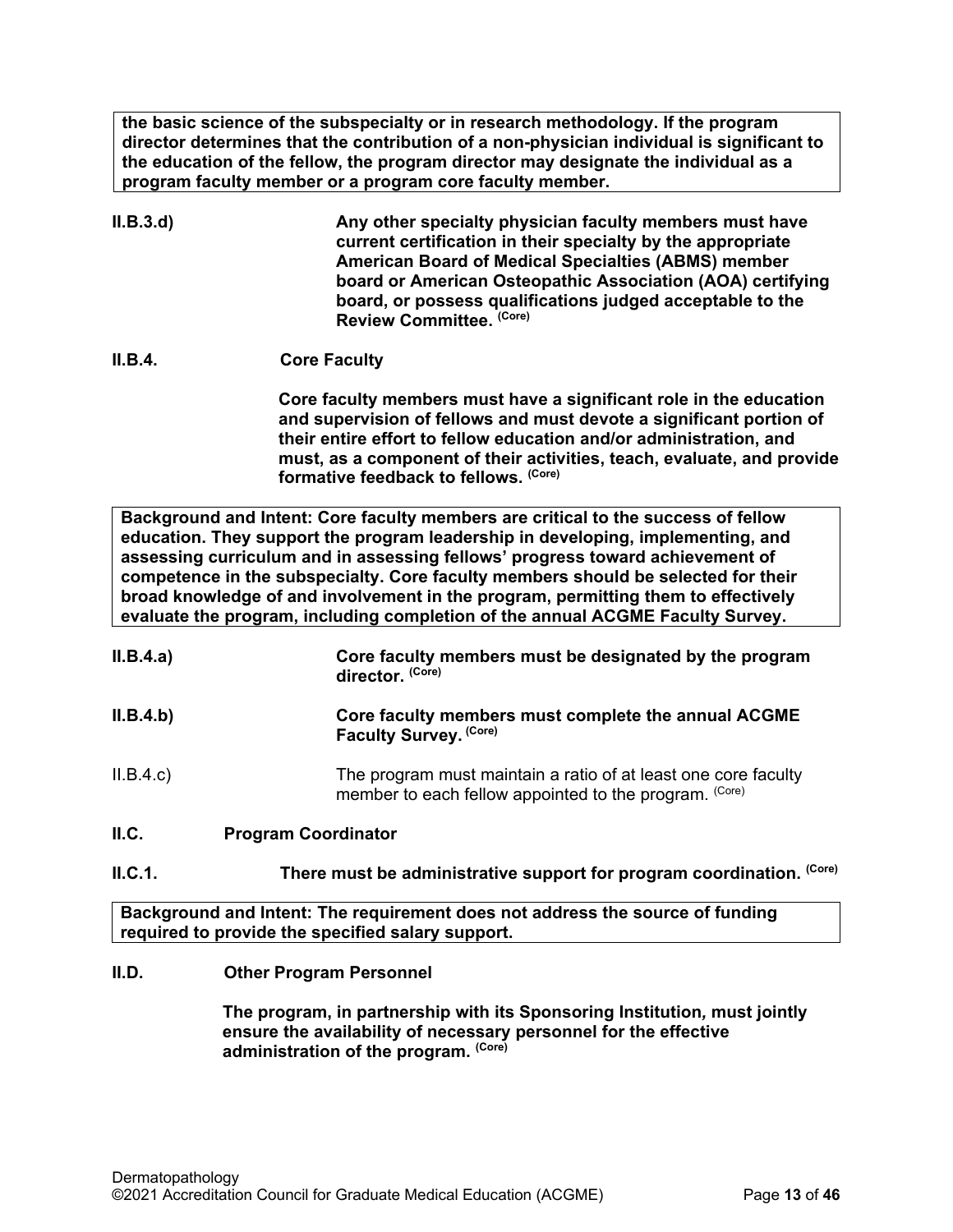**the basic science of the subspecialty or in research methodology. If the program director determines that the contribution of a non-physician individual is significant to the education of the fellow, the program director may designate the individual as a program faculty member or a program core faculty member.**

**II.B.3.d)** **Any other specialty physician faculty members must have current certification in their specialty by the appropriate American Board of Medical Specialties (ABMS) member board or American Osteopathic Association (AOA) certifying board, or possess qualifications judged acceptable to the Review Committee.** **(Core)**

**II.B.4.** **Core Faculty**

**Core faculty members must have a significant role in the education and supervision of fellows and must devote a significant portion of their entire effort to fellow education and/or administration, and must, as a component of their activities, teach, evaluate, and provide formative feedback to fellows.** **(Core)**

**Background and Intent: Core faculty members are critical to the success of fellow education. They support the program leadership in developing, implementing, and assessing curriculum and in assessing fellows' progress toward achievement of competence in the subspecialty. Core faculty members should be selected for their broad knowledge of and involvement in the program, permitting them to effectively evaluate the program, including completion of the annual ACGME Faculty Survey.**

**II.B.4.a)** **Core faculty members must be designated by the program director.** **(Core)**

**II.B.4.b)** **Core faculty members must complete the annual ACGME Faculty Survey.** **(Core)**

II.B.4.c) The program must maintain a ratio of at least one core faculty member to each fellow appointed to the program. (Core)

**II.C.** **Program Coordinator**

**II.C.1.** **There must be administrative support for program coordination.** **(Core)**

**Background and Intent: The requirement does not address the source of funding required to provide the specified salary support.**

**II.D.** **Other Program Personnel**

**The program, in partnership with its Sponsoring Institution, must jointly ensure the availability of necessary personnel for the effective administration of the program.** **(Core)**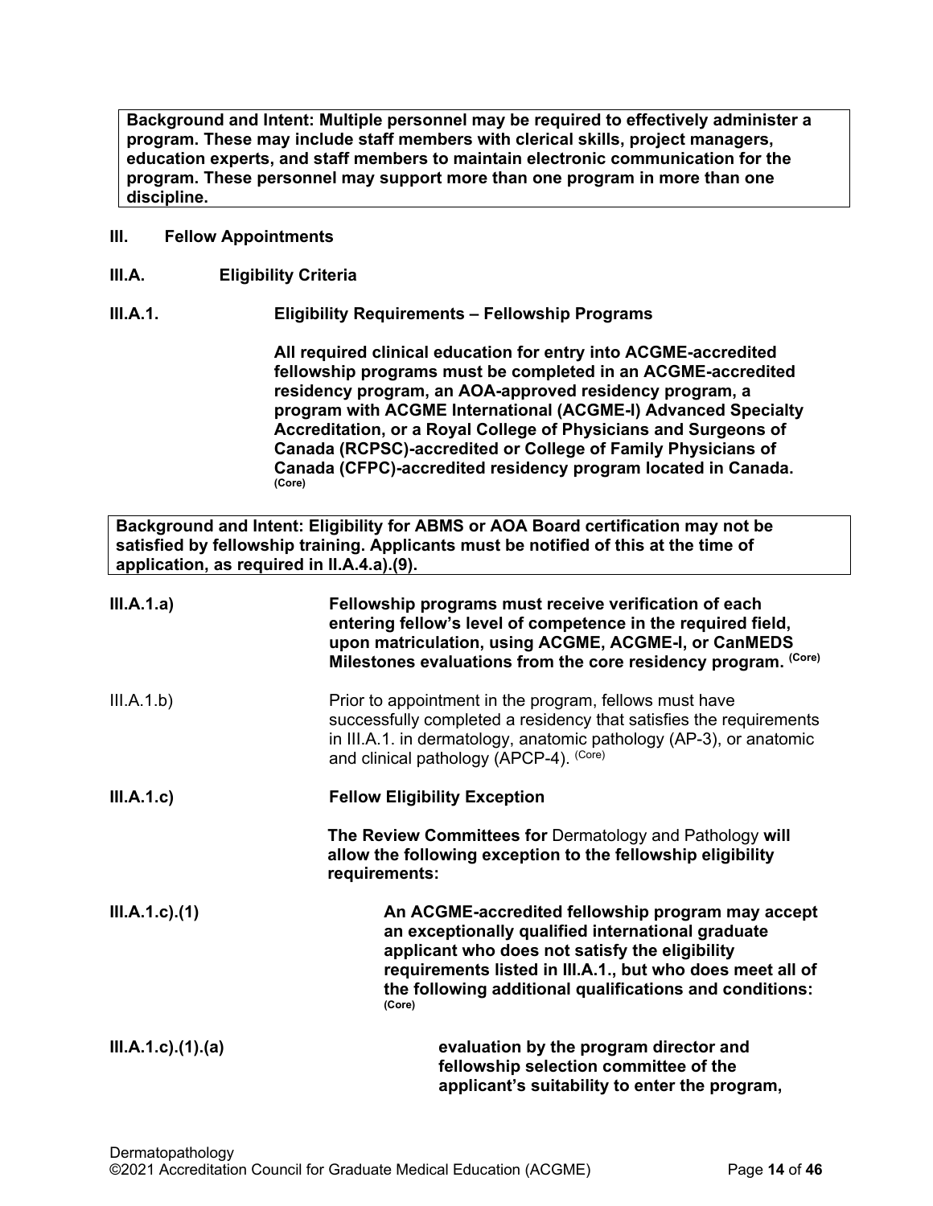**Background and Intent: Multiple personnel may be required to effectively administer a program. These may include staff members with clerical skills, project managers, education experts, and staff members to maintain electronic communication for the program. These personnel may support more than one program in more than one discipline.**

**III. Fellow Appointments**

**III.A. Eligibility Criteria**

**III.A.1. Eligibility Requirements – Fellowship Programs**

**All required clinical education for entry into ACGME-accredited fellowship programs must be completed in an ACGME-accredited residency program, an AOA-approved residency program, a program with ACGME International (ACGME-I) Advanced Specialty Accreditation, or a Royal College of Physicians and Surgeons of Canada (RCPSC)-accredited or College of Family Physicians of Canada (CFPC)-accredited residency program located in Canada.** (Core)

**Background and Intent: Eligibility for ABMS or AOA Board certification may not be satisfied by fellowship training. Applicants must be notified of this at the time of application, as required in II.A.4.a).(9).**

**III.A.1.a) Fellowship programs must receive verification of each entering fellow's level of competence in the required field, upon matriculation, using ACGME, ACGME-I, or CanMEDS Milestones evaluations from the core residency program.** (Core)

III.A.1.b) Prior to appointment in the program, fellows must have successfully completed a residency that satisfies the requirements in III.A.1. in dermatology, anatomic pathology (AP-3), or anatomic and clinical pathology (APCP-4). (Core)

**III.A.1.c) Fellow Eligibility Exception**

**The Review Committees for** Dermatology and Pathology **will allow the following exception to the fellowship eligibility requirements:**

**III.A.1.c).(1) An ACGME-accredited fellowship program may accept an exceptionally qualified international graduate applicant who does not satisfy the eligibility requirements listed in III.A.1., but who does meet all of the following additional qualifications and conditions:** (Core)

**III.A.1.c).(1).(a) evaluation by the program director and fellowship selection committee of the applicant's suitability to enter the program,**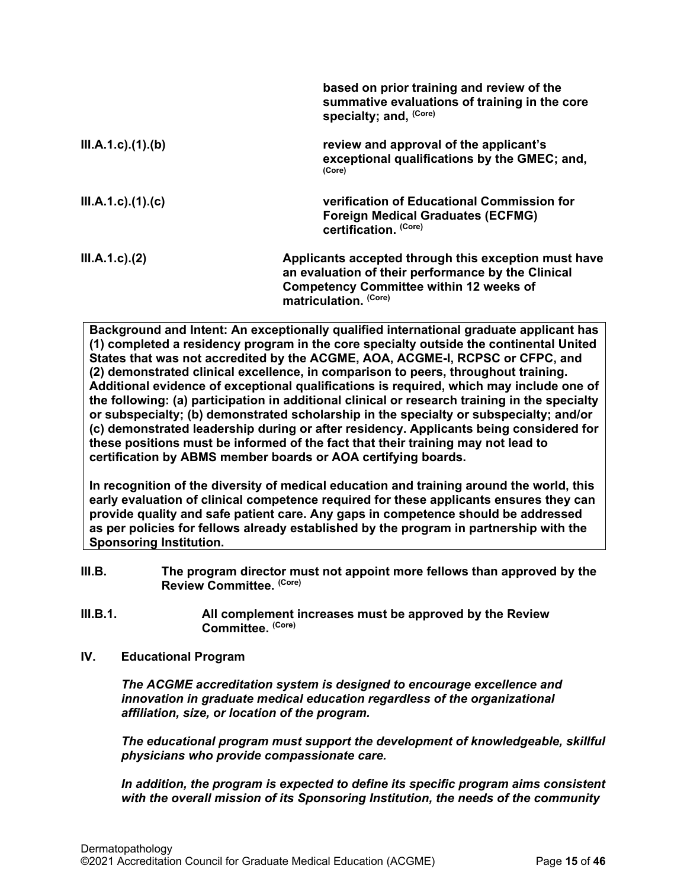**based on prior training and review of the summative evaluations of training in the core specialty; and,** (Core)

**III.A.1.c).(1).(b)** **review and approval of the applicant's exceptional qualifications by the GMEC; and,** (Core)

**III.A.1.c).(1).(c)** **verification of Educational Commission for Foreign Medical Graduates (ECFMG) certification.** (Core)

**III.A.1.c).(2)** **Applicants accepted through this exception must have an evaluation of their performance by the Clinical Competency Committee within 12 weeks of matriculation.** (Core)

> **Background and Intent: An exceptionally qualified international graduate applicant has (1) completed a residency program in the core specialty outside the continental United States that was not accredited by the ACGME, AOA, ACGME-I, RCPSC or CFPC, and (2) demonstrated clinical excellence, in comparison to peers, throughout training. Additional evidence of exceptional qualifications is required, which may include one of the following: (a) participation in additional clinical or research training in the specialty or subspecialty; (b) demonstrated scholarship in the specialty or subspecialty; and/or (c) demonstrated leadership during or after residency. Applicants being considered for these positions must be informed of the fact that their training may not lead to certification by ABMS member boards or AOA certifying boards.**
>
> **In recognition of the diversity of medical education and training around the world, this early evaluation of clinical competence required for these applicants ensures they can provide quality and safe patient care. Any gaps in competence should be addressed as per policies for fellows already established by the program in partnership with the Sponsoring Institution.**

**III.B.** **The program director must not appoint more fellows than approved by the Review Committee.** (Core)

**III.B.1.** **All complement increases must be approved by the Review Committee.** (Core)

## IV. Educational Program

***The ACGME accreditation system is designed to encourage excellence and innovation in graduate medical education regardless of the organizational affiliation, size, or location of the program.***

***The educational program must support the development of knowledgeable, skillful physicians who provide compassionate care.***

***In addition, the program is expected to define its specific program aims consistent with the overall mission of its Sponsoring Institution, the needs of the community***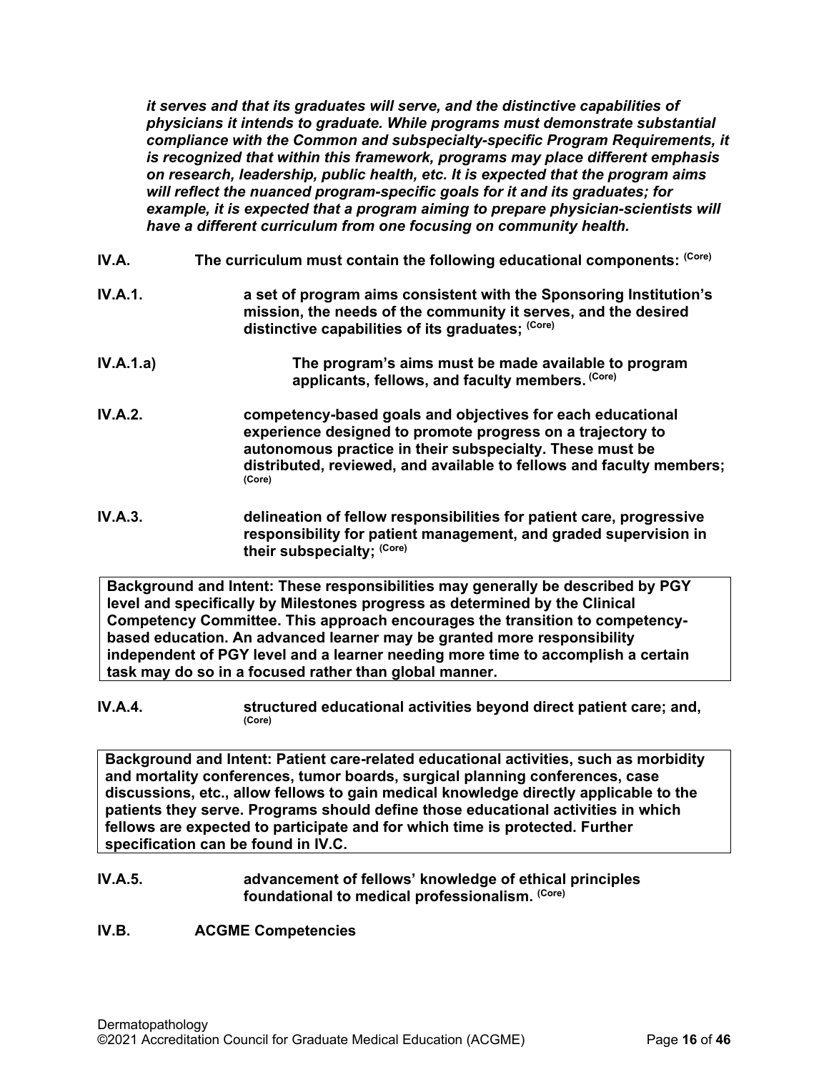*it serves and that its graduates will serve, and the distinctive capabilities of physicians it intends to graduate. While programs must demonstrate substantial compliance with the Common and subspecialty-specific Program Requirements, it is recognized that within this framework, programs may place different emphasis on research, leadership, public health, etc. It is expected that the program aims will reflect the nuanced program-specific goals for it and its graduates; for example, it is expected that a program aiming to prepare physician-scientists will have a different curriculum from one focusing on community health.*

**IV.A. The curriculum must contain the following educational components:** (Core)

**IV.A.1. a set of program aims consistent with the Sponsoring Institution's mission, the needs of the community it serves, and the desired distinctive capabilities of its graduates;** (Core)

**IV.A.1.a) The program's aims must be made available to program applicants, fellows, and faculty members.** (Core)

**IV.A.2. competency-based goals and objectives for each educational experience designed to promote progress on a trajectory to autonomous practice in their subspecialty. These must be distributed, reviewed, and available to fellows and faculty members;** (Core)

**IV.A.3. delineation of fellow responsibilities for patient care, progressive responsibility for patient management, and graded supervision in their subspecialty;** (Core)

**Background and Intent: These responsibilities may generally be described by PGY level and specifically by Milestones progress as determined by the Clinical Competency Committee. This approach encourages the transition to competency-based education. An advanced learner may be granted more responsibility independent of PGY level and a learner needing more time to accomplish a certain task may do so in a focused rather than global manner.**

**IV.A.4. structured educational activities beyond direct patient care; and,** (Core)

**Background and Intent: Patient care-related educational activities, such as morbidity and mortality conferences, tumor boards, surgical planning conferences, case discussions, etc., allow fellows to gain medical knowledge directly applicable to the patients they serve. Programs should define those educational activities in which fellows are expected to participate and for which time is protected. Further specification can be found in IV.C.**

**IV.A.5. advancement of fellows' knowledge of ethical principles foundational to medical professionalism.** (Core)

**IV.B. ACGME Competencies**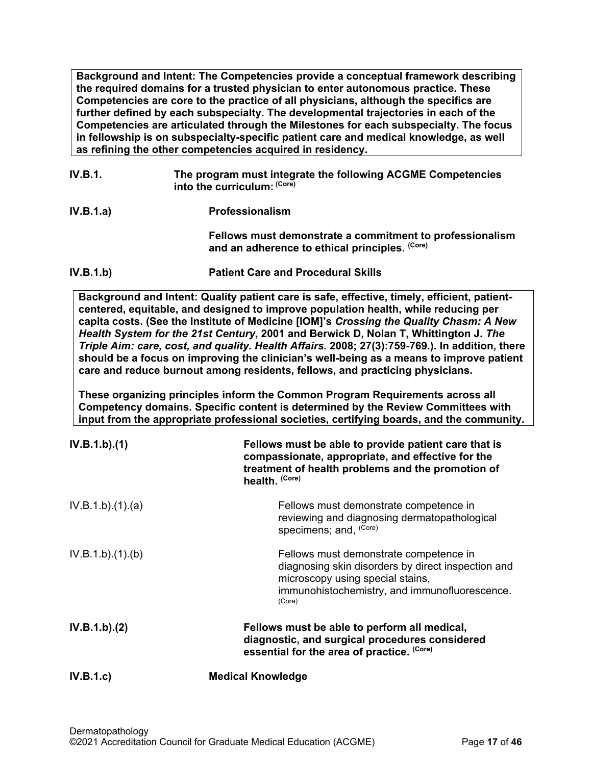**Background and Intent: The Competencies provide a conceptual framework describing the required domains for a trusted physician to enter autonomous practice. These Competencies are core to the practice of all physicians, although the specifics are further defined by each subspecialty. The developmental trajectories in each of the Competencies are articulated through the Milestones for each subspecialty. The focus in fellowship is on subspecialty-specific patient care and medical knowledge, as well as refining the other competencies acquired in residency.**

**IV.B.1.** **The program must integrate the following ACGME Competencies into the curriculum:** **(Core)**

**IV.B.1.a)** **Professionalism**

**Fellows must demonstrate a commitment to professionalism and an adherence to ethical principles.** **(Core)**

**IV.B.1.b)** **Patient Care and Procedural Skills**

**Background and Intent: Quality patient care is safe, effective, timely, efficient, patient-centered, equitable, and designed to improve population health, while reducing per capita costs. (See the Institute of Medicine [IOM]'s *Crossing the Quality Chasm: A New Health System for the 21st Century*, 2001 and Berwick D, Nolan T, Whittington J. *The Triple Aim: care, cost, and quality. Health Affairs.* 2008; 27(3):759-769.). In addition, there should be a focus on improving the clinician's well-being as a means to improve patient care and reduce burnout among residents, fellows, and practicing physicians.**

**These organizing principles inform the Common Program Requirements across all Competency domains. Specific content is determined by the Review Committees with input from the appropriate professional societies, certifying boards, and the community.**

**IV.B.1.b).(1)** **Fellows must be able to provide patient care that is compassionate, appropriate, and effective for the treatment of health problems and the promotion of health.** **(Core)**

IV.B.1.b).(1).(a) Fellows must demonstrate competence in reviewing and diagnosing dermatopathological specimens; and, (Core)

IV.B.1.b).(1).(b) Fellows must demonstrate competence in diagnosing skin disorders by direct inspection and microscopy using special stains, immunohistochemistry, and immunofluorescence. (Core)

**IV.B.1.b).(2)** **Fellows must be able to perform all medical, diagnostic, and surgical procedures considered essential for the area of practice.** **(Core)**

**IV.B.1.c)** **Medical Knowledge**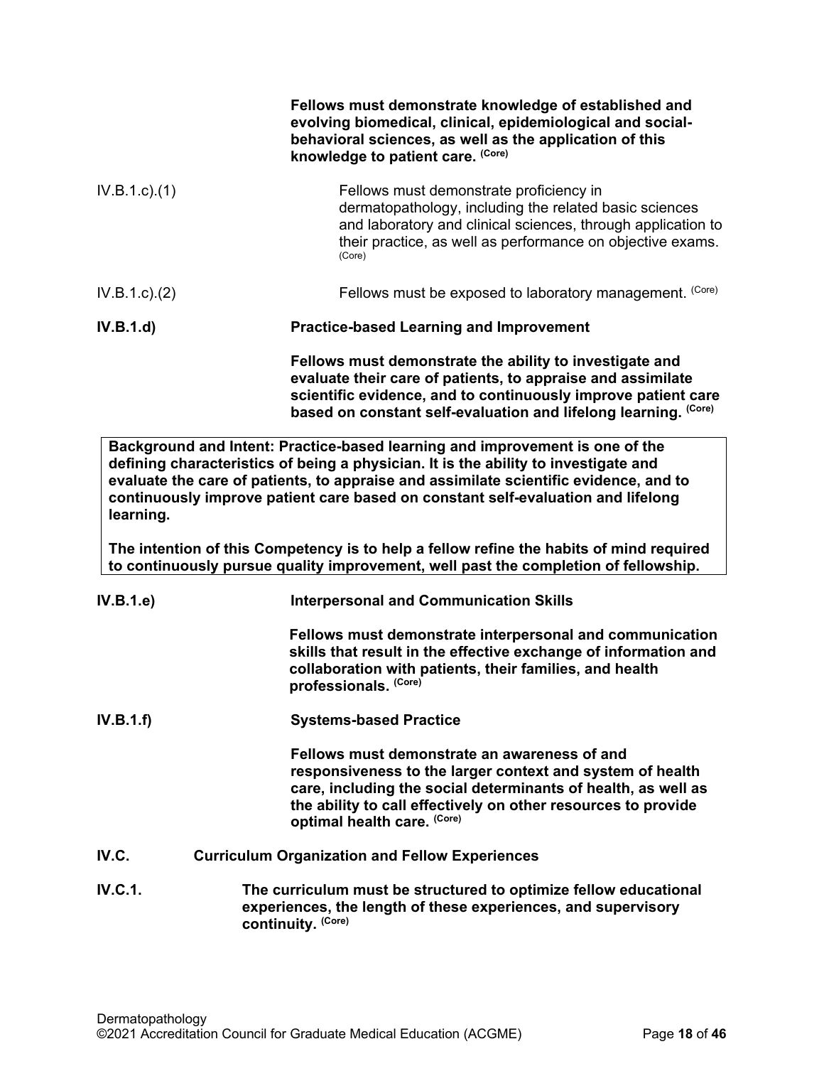**Fellows must demonstrate knowledge of established and evolving biomedical, clinical, epidemiological and social-behavioral sciences, as well as the application of this knowledge to patient care.** (Core)

IV.B.1.c).(1) Fellows must demonstrate proficiency in dermatopathology, including the related basic sciences and laboratory and clinical sciences, through application to their practice, as well as performance on objective exams. (Core)

IV.B.1.c).(2) Fellows must be exposed to laboratory management. (Core)

**IV.B.1.d) Practice-based Learning and Improvement**

**Fellows must demonstrate the ability to investigate and evaluate their care of patients, to appraise and assimilate scientific evidence, and to continuously improve patient care based on constant self-evaluation and lifelong learning.** (Core)

> **Background and Intent: Practice-based learning and improvement is one of the defining characteristics of being a physician. It is the ability to investigate and evaluate the care of patients, to appraise and assimilate scientific evidence, and to continuously improve patient care based on constant self-evaluation and lifelong learning.**
>
> **The intention of this Competency is to help a fellow refine the habits of mind required to continuously pursue quality improvement, well past the completion of fellowship.**

**IV.B.1.e) Interpersonal and Communication Skills**

**Fellows must demonstrate interpersonal and communication skills that result in the effective exchange of information and collaboration with patients, their families, and health professionals.** (Core)

**IV.B.1.f) Systems-based Practice**

**Fellows must demonstrate an awareness of and responsiveness to the larger context and system of health care, including the social determinants of health, as well as the ability to call effectively on other resources to provide optimal health care.** (Core)

**IV.C. Curriculum Organization and Fellow Experiences**

**IV.C.1. The curriculum must be structured to optimize fellow educational experiences, the length of these experiences, and supervisory continuity.** (Core)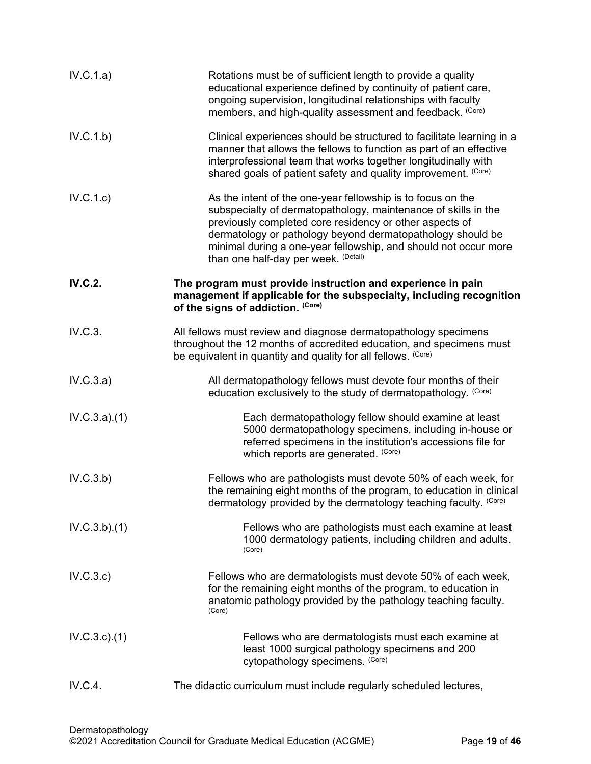IV.C.1.a) Rotations must be of sufficient length to provide a quality educational experience defined by continuity of patient care, ongoing supervision, longitudinal relationships with faculty members, and high-quality assessment and feedback. (Core)

IV.C.1.b) Clinical experiences should be structured to facilitate learning in a manner that allows the fellows to function as part of an effective interprofessional team that works together longitudinally with shared goals of patient safety and quality improvement. (Core)

IV.C.1.c) As the intent of the one-year fellowship is to focus on the subspecialty of dermatopathology, maintenance of skills in the previously completed core residency or other aspects of dermatology or pathology beyond dermatopathology should be minimal during a one-year fellowship, and should not occur more than one half-day per week. (Detail)

**IV.C.2.** **The program must provide instruction and experience in pain management if applicable for the subspecialty, including recognition of the signs of addiction. (Core)**

IV.C.3. All fellows must review and diagnose dermatopathology specimens throughout the 12 months of accredited education, and specimens must be equivalent in quantity and quality for all fellows. (Core)

IV.C.3.a) All dermatopathology fellows must devote four months of their education exclusively to the study of dermatopathology. (Core)

IV.C.3.a).(1) Each dermatopathology fellow should examine at least 5000 dermatopathology specimens, including in-house or referred specimens in the institution's accessions file for which reports are generated. (Core)

IV.C.3.b) Fellows who are pathologists must devote 50% of each week, for the remaining eight months of the program, to education in clinical dermatology provided by the dermatology teaching faculty. (Core)

IV.C.3.b).(1) Fellows who are pathologists must each examine at least 1000 dermatology patients, including children and adults. (Core)

IV.C.3.c) Fellows who are dermatologists must devote 50% of each week, for the remaining eight months of the program, to education in anatomic pathology provided by the pathology teaching faculty. (Core)

IV.C.3.c).(1) Fellows who are dermatologists must each examine at least 1000 surgical pathology specimens and 200 cytopathology specimens. (Core)

IV.C.4. The didactic curriculum must include regularly scheduled lectures,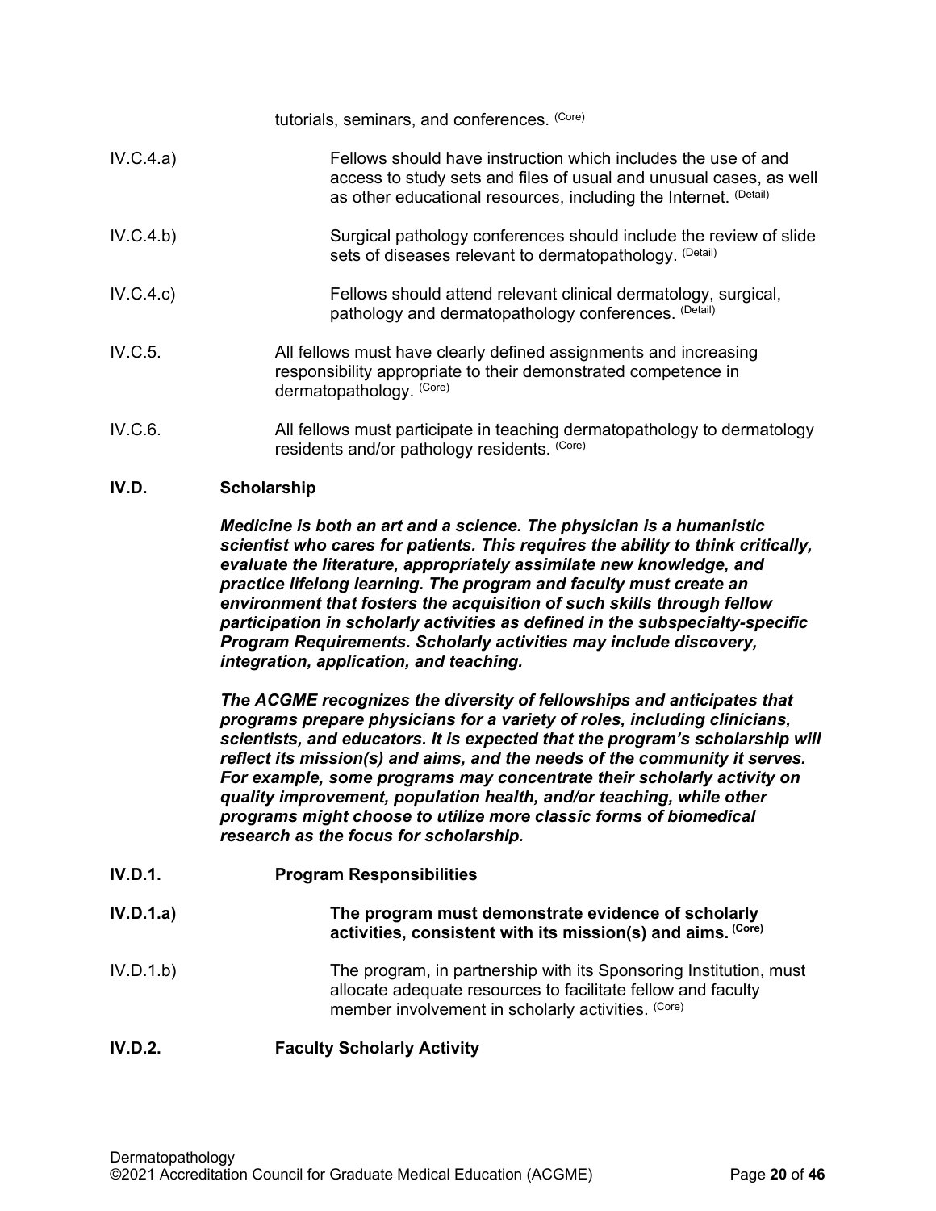tutorials, seminars, and conferences. (Core)

IV.C.4.a) Fellows should have instruction which includes the use of and access to study sets and files of usual and unusual cases, as well as other educational resources, including the Internet. (Detail)

IV.C.4.b) Surgical pathology conferences should include the review of slide sets of diseases relevant to dermatopathology. (Detail)

IV.C.4.c) Fellows should attend relevant clinical dermatology, surgical, pathology and dermatopathology conferences. (Detail)

IV.C.5. All fellows must have clearly defined assignments and increasing responsibility appropriate to their demonstrated competence in dermatopathology. (Core)

IV.C.6. All fellows must participate in teaching dermatopathology to dermatology residents and/or pathology residents. (Core)

**IV.D. Scholarship**

***Medicine is both an art and a science. The physician is a humanistic scientist who cares for patients. This requires the ability to think critically, evaluate the literature, appropriately assimilate new knowledge, and practice lifelong learning. The program and faculty must create an environment that fosters the acquisition of such skills through fellow participation in scholarly activities as defined in the subspecialty-specific Program Requirements. Scholarly activities may include discovery, integration, application, and teaching.***

***The ACGME recognizes the diversity of fellowships and anticipates that programs prepare physicians for a variety of roles, including clinicians, scientists, and educators. It is expected that the program's scholarship will reflect its mission(s) and aims, and the needs of the community it serves. For example, some programs may concentrate their scholarly activity on quality improvement, population health, and/or teaching, while other programs might choose to utilize more classic forms of biomedical research as the focus for scholarship.***

**IV.D.1. Program Responsibilities**

**IV.D.1.a) The program must demonstrate evidence of scholarly activities, consistent with its mission(s) and aims. (Core)**

IV.D.1.b) The program, in partnership with its Sponsoring Institution, must allocate adequate resources to facilitate fellow and faculty member involvement in scholarly activities. (Core)

**IV.D.2. Faculty Scholarly Activity**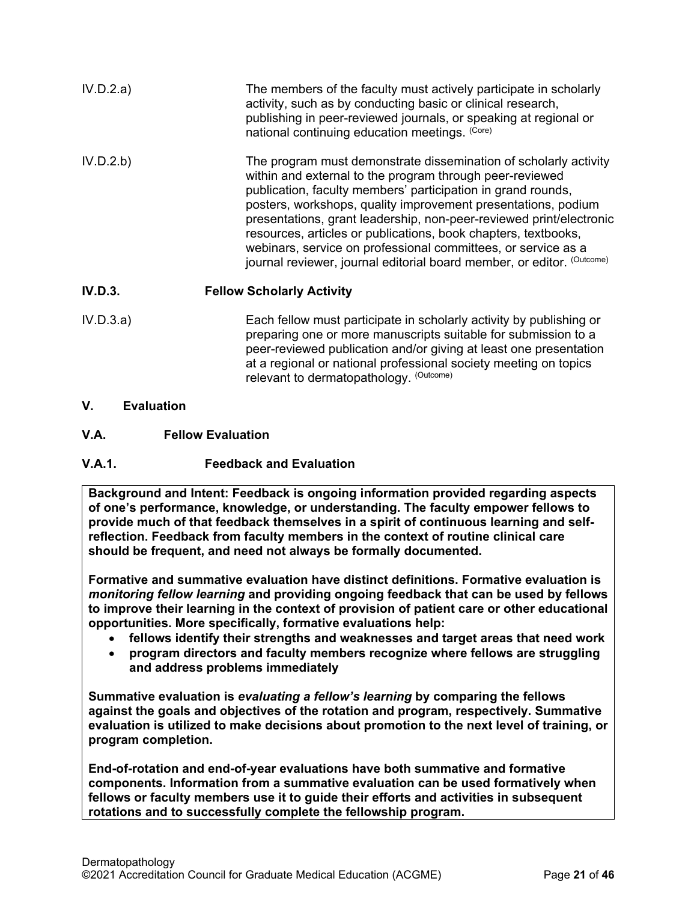IV.D.2.a) The members of the faculty must actively participate in scholarly activity, such as by conducting basic or clinical research, publishing in peer-reviewed journals, or speaking at regional or national continuing education meetings. (Core)

IV.D.2.b) The program must demonstrate dissemination of scholarly activity within and external to the program through peer-reviewed publication, faculty members' participation in grand rounds, posters, workshops, quality improvement presentations, podium presentations, grant leadership, non-peer-reviewed print/electronic resources, articles or publications, book chapters, textbooks, webinars, service on professional committees, or service as a journal reviewer, journal editorial board member, or editor. (Outcome)

### IV.D.3. Fellow Scholarly Activity

IV.D.3.a) Each fellow must participate in scholarly activity by publishing or preparing one or more manuscripts suitable for submission to a peer-reviewed publication and/or giving at least one presentation at a regional or national professional society meeting on topics relevant to dermatopathology. (Outcome)

## V. Evaluation

### V.A. Fellow Evaluation

### V.A.1. Feedback and Evaluation

**Background and Intent: Feedback is ongoing information provided regarding aspects of one's performance, knowledge, or understanding. The faculty empower fellows to provide much of that feedback themselves in a spirit of continuous learning and self-reflection. Feedback from faculty members in the context of routine clinical care should be frequent, and need not always be formally documented.**

**Formative and summative evaluation have distinct definitions. Formative evaluation is *monitoring fellow learning* and providing ongoing feedback that can be used by fellows to improve their learning in the context of provision of patient care or other educational opportunities. More specifically, formative evaluations help:**

- **fellows identify their strengths and weaknesses and target areas that need work**
- **program directors and faculty members recognize where fellows are struggling and address problems immediately**

**Summative evaluation is *evaluating a fellow's learning* by comparing the fellows against the goals and objectives of the rotation and program, respectively. Summative evaluation is utilized to make decisions about promotion to the next level of training, or program completion.**

**End-of-rotation and end-of-year evaluations have both summative and formative components. Information from a summative evaluation can be used formatively when fellows or faculty members use it to guide their efforts and activities in subsequent rotations and to successfully complete the fellowship program.**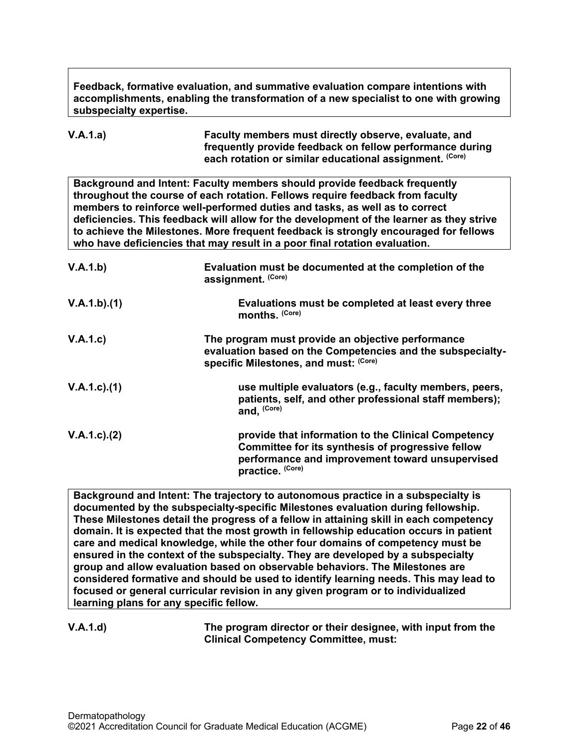**Feedback, formative evaluation, and summative evaluation compare intentions with accomplishments, enabling the transformation of a new specialist to one with growing subspecialty expertise.**

**V.A.1.a)** **Faculty members must directly observe, evaluate, and frequently provide feedback on fellow performance during each rotation or similar educational assignment.** (Core)

**Background and Intent: Faculty members should provide feedback frequently throughout the course of each rotation. Fellows require feedback from faculty members to reinforce well-performed duties and tasks, as well as to correct deficiencies. This feedback will allow for the development of the learner as they strive to achieve the Milestones. More frequent feedback is strongly encouraged for fellows who have deficiencies that may result in a poor final rotation evaluation.**

**V.A.1.b)** **Evaluation must be documented at the completion of the assignment.** (Core)

**V.A.1.b).(1)** **Evaluations must be completed at least every three months.** (Core)

**V.A.1.c)** **The program must provide an objective performance evaluation based on the Competencies and the subspecialty-specific Milestones, and must:** (Core)

**V.A.1.c).(1)** **use multiple evaluators (e.g., faculty members, peers, patients, self, and other professional staff members); and,** (Core)

**V.A.1.c).(2)** **provide that information to the Clinical Competency Committee for its synthesis of progressive fellow performance and improvement toward unsupervised practice.** (Core)

**Background and Intent: The trajectory to autonomous practice in a subspecialty is documented by the subspecialty-specific Milestones evaluation during fellowship. These Milestones detail the progress of a fellow in attaining skill in each competency domain. It is expected that the most growth in fellowship education occurs in patient care and medical knowledge, while the other four domains of competency must be ensured in the context of the subspecialty. They are developed by a subspecialty group and allow evaluation based on observable behaviors. The Milestones are considered formative and should be used to identify learning needs. This may lead to focused or general curricular revision in any given program or to individualized learning plans for any specific fellow.**

**V.A.1.d)** **The program director or their designee, with input from the Clinical Competency Committee, must:**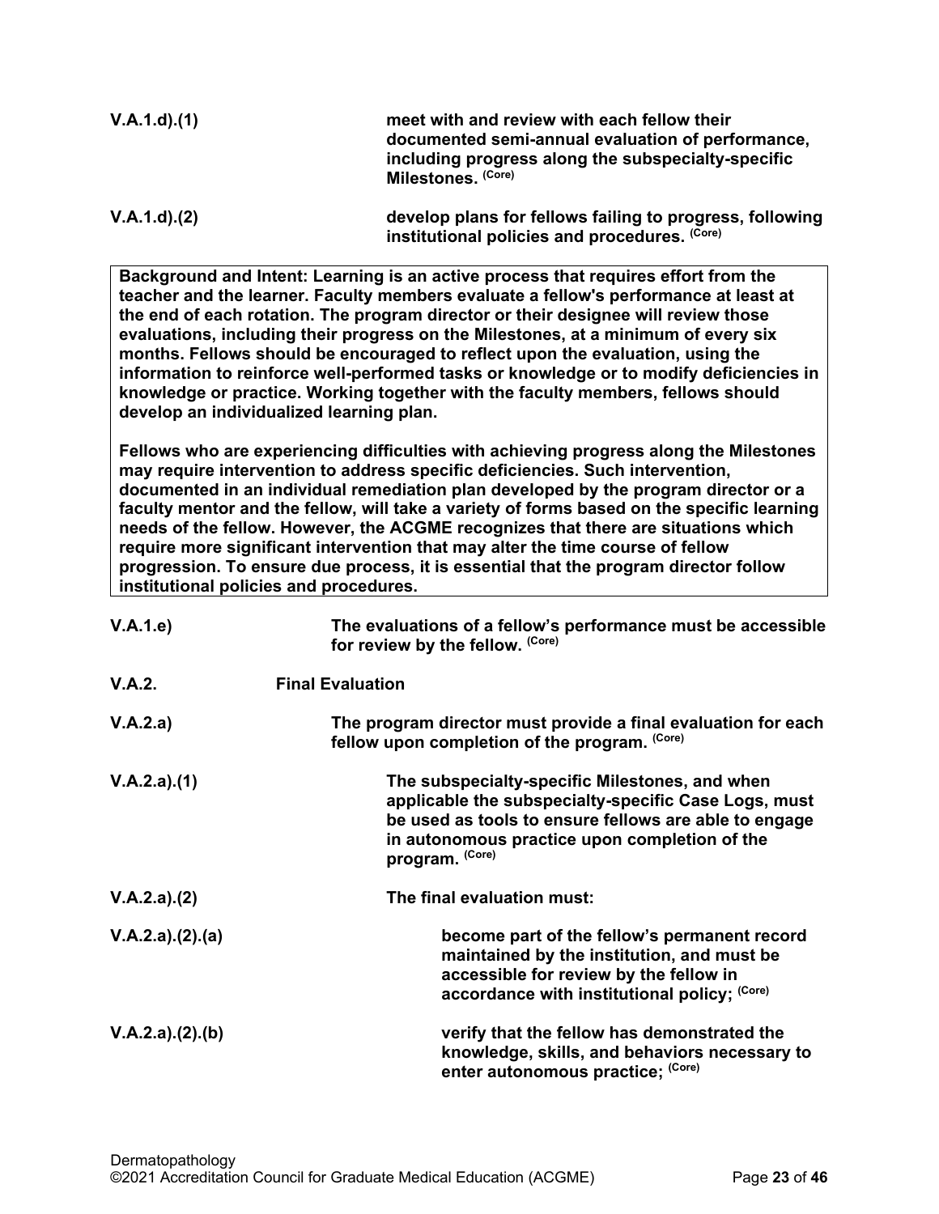**V.A.1.d).(1)** **meet with and review with each fellow their documented semi-annual evaluation of performance, including progress along the subspecialty-specific Milestones.** (Core)

**V.A.1.d).(2)** **develop plans for fellows failing to progress, following institutional policies and procedures.** (Core)

> **Background and Intent: Learning is an active process that requires effort from the teacher and the learner. Faculty members evaluate a fellow's performance at least at the end of each rotation. The program director or their designee will review those evaluations, including their progress on the Milestones, at a minimum of every six months. Fellows should be encouraged to reflect upon the evaluation, using the information to reinforce well-performed tasks or knowledge or to modify deficiencies in knowledge or practice. Working together with the faculty members, fellows should develop an individualized learning plan.**
>
> **Fellows who are experiencing difficulties with achieving progress along the Milestones may require intervention to address specific deficiencies. Such intervention, documented in an individual remediation plan developed by the program director or a faculty mentor and the fellow, will take a variety of forms based on the specific learning needs of the fellow. However, the ACGME recognizes that there are situations which require more significant intervention that may alter the time course of fellow progression. To ensure due process, it is essential that the program director follow institutional policies and procedures.**

**V.A.1.e)** **The evaluations of a fellow's performance must be accessible for review by the fellow.** (Core)

**V.A.2.** **Final Evaluation**

**V.A.2.a)** **The program director must provide a final evaluation for each fellow upon completion of the program.** (Core)

**V.A.2.a).(1)** **The subspecialty-specific Milestones, and when applicable the subspecialty-specific Case Logs, must be used as tools to ensure fellows are able to engage in autonomous practice upon completion of the program.** (Core)

**V.A.2.a).(2)** **The final evaluation must:**

**V.A.2.a).(2).(a)** **become part of the fellow's permanent record maintained by the institution, and must be accessible for review by the fellow in accordance with institutional policy;** (Core)

**V.A.2.a).(2).(b)** **verify that the fellow has demonstrated the knowledge, skills, and behaviors necessary to enter autonomous practice;** (Core)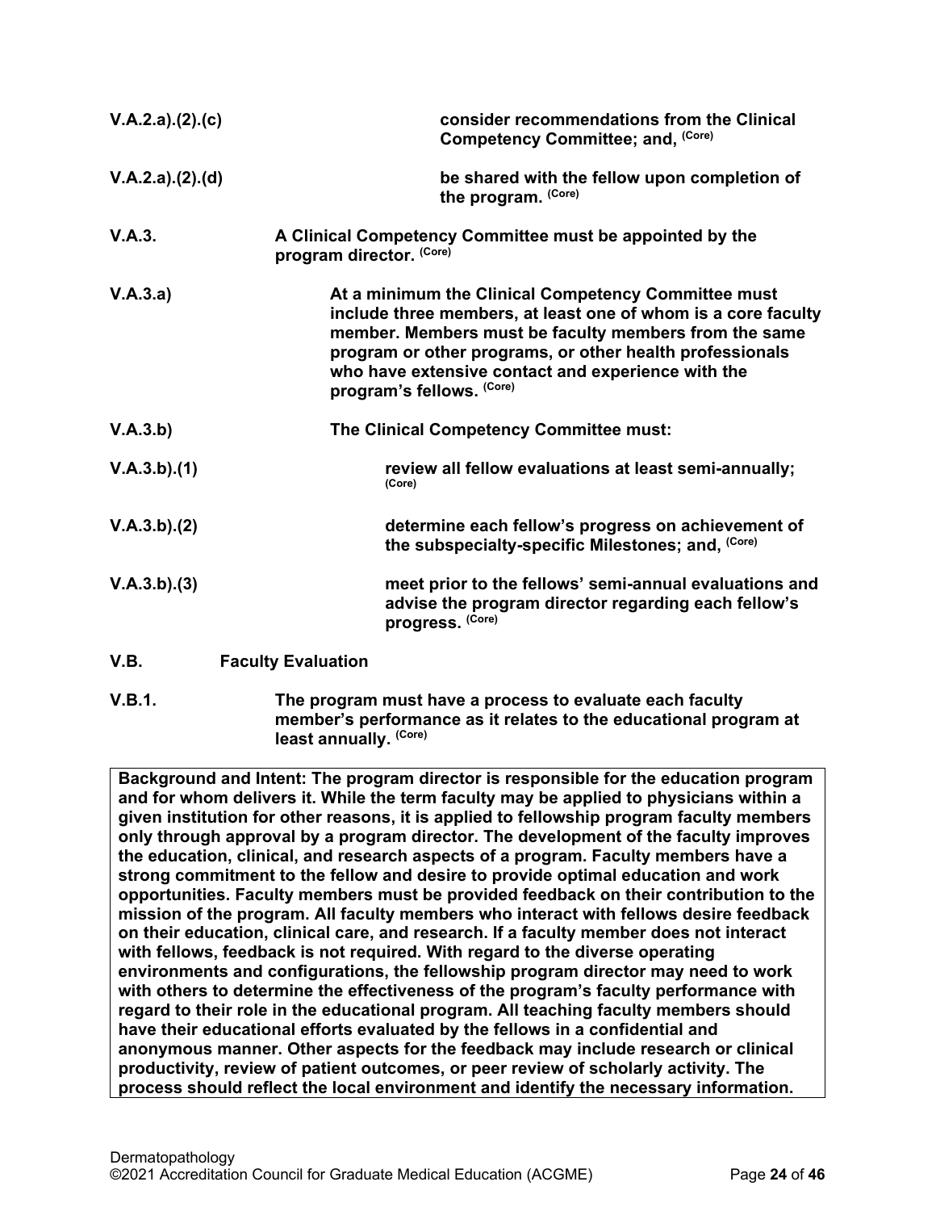| | |
|---|---|
| V.A.2.a).(2).(c) | **consider recommendations from the Clinical Competency Committee; and,** (Core) |
| V.A.2.a).(2).(d) | **be shared with the fellow upon completion of the program.** (Core) |
| V.A.3. | **A Clinical Competency Committee must be appointed by the program director.** (Core) |
| V.A.3.a) | **At a minimum the Clinical Competency Committee must include three members, at least one of whom is a core faculty member. Members must be faculty members from the same program or other programs, or other health professionals who have extensive contact and experience with the program's fellows.** (Core) |
| V.A.3.b) | **The Clinical Competency Committee must:** |
| V.A.3.b).(1) | **review all fellow evaluations at least semi-annually;** (Core) |
| V.A.3.b).(2) | **determine each fellow's progress on achievement of the subspecialty-specific Milestones; and,** (Core) |
| V.A.3.b).(3) | **meet prior to the fellows' semi-annual evaluations and advise the program director regarding each fellow's progress.** (Core) |

**V.B. Faculty Evaluation**

| | |
|---|---|
| V.B.1. | **The program must have a process to evaluate each faculty member's performance as it relates to the educational program at least annually.** (Core) |

**Background and Intent: The program director is responsible for the education program and for whom delivers it. While the term faculty may be applied to physicians within a given institution for other reasons, it is applied to fellowship program faculty members only through approval by a program director. The development of the faculty improves the education, clinical, and research aspects of a program. Faculty members have a strong commitment to the fellow and desire to provide optimal education and work opportunities. Faculty members must be provided feedback on their contribution to the mission of the program. All faculty members who interact with fellows desire feedback on their education, clinical care, and research. If a faculty member does not interact with fellows, feedback is not required. With regard to the diverse operating environments and configurations, the fellowship program director may need to work with others to determine the effectiveness of the program's faculty performance with regard to their role in the educational program. All teaching faculty members should have their educational efforts evaluated by the fellows in a confidential and anonymous manner. Other aspects for the feedback may include research or clinical productivity, review of patient outcomes, or peer review of scholarly activity. The process should reflect the local environment and identify the necessary information.**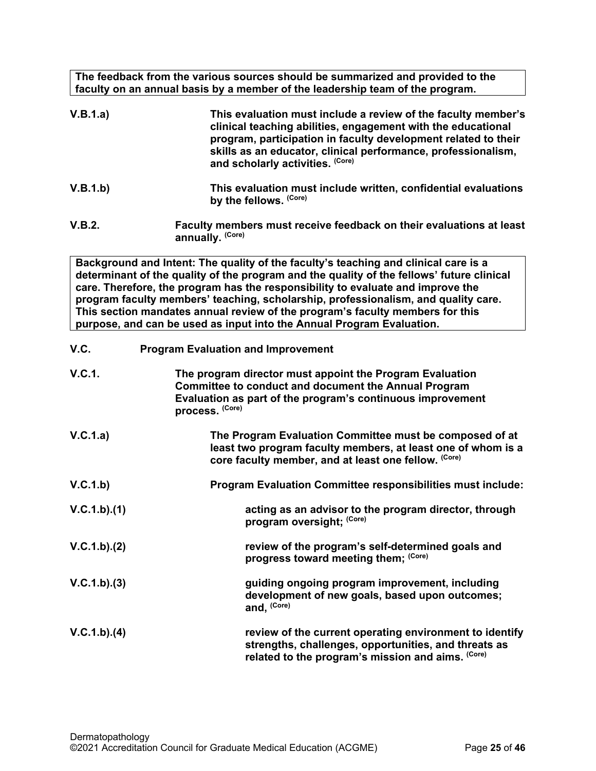**The feedback from the various sources should be summarized and provided to the faculty on an annual basis by a member of the leadership team of the program.**

**V.B.1.a)** **This evaluation must include a review of the faculty member's clinical teaching abilities, engagement with the educational program, participation in faculty development related to their skills as an educator, clinical performance, professionalism, and scholarly activities.** (Core)

**V.B.1.b)** **This evaluation must include written, confidential evaluations by the fellows.** (Core)

**V.B.2.** **Faculty members must receive feedback on their evaluations at least annually.** (Core)

**Background and Intent: The quality of the faculty's teaching and clinical care is a determinant of the quality of the program and the quality of the fellows' future clinical care. Therefore, the program has the responsibility to evaluate and improve the program faculty members' teaching, scholarship, professionalism, and quality care. This section mandates annual review of the program's faculty members for this purpose, and can be used as input into the Annual Program Evaluation.**

**V.C.** **Program Evaluation and Improvement**

**V.C.1.** **The program director must appoint the Program Evaluation Committee to conduct and document the Annual Program Evaluation as part of the program's continuous improvement process.** (Core)

**V.C.1.a)** **The Program Evaluation Committee must be composed of at least two program faculty members, at least one of whom is a core faculty member, and at least one fellow.** (Core)

**V.C.1.b)** **Program Evaluation Committee responsibilities must include:**

**V.C.1.b).(1)** **acting as an advisor to the program director, through program oversight;** (Core)

**V.C.1.b).(2)** **review of the program's self-determined goals and progress toward meeting them;** (Core)

**V.C.1.b).(3)** **guiding ongoing program improvement, including development of new goals, based upon outcomes; and,** (Core)

**V.C.1.b).(4)** **review of the current operating environment to identify strengths, challenges, opportunities, and threats as related to the program's mission and aims.** (Core)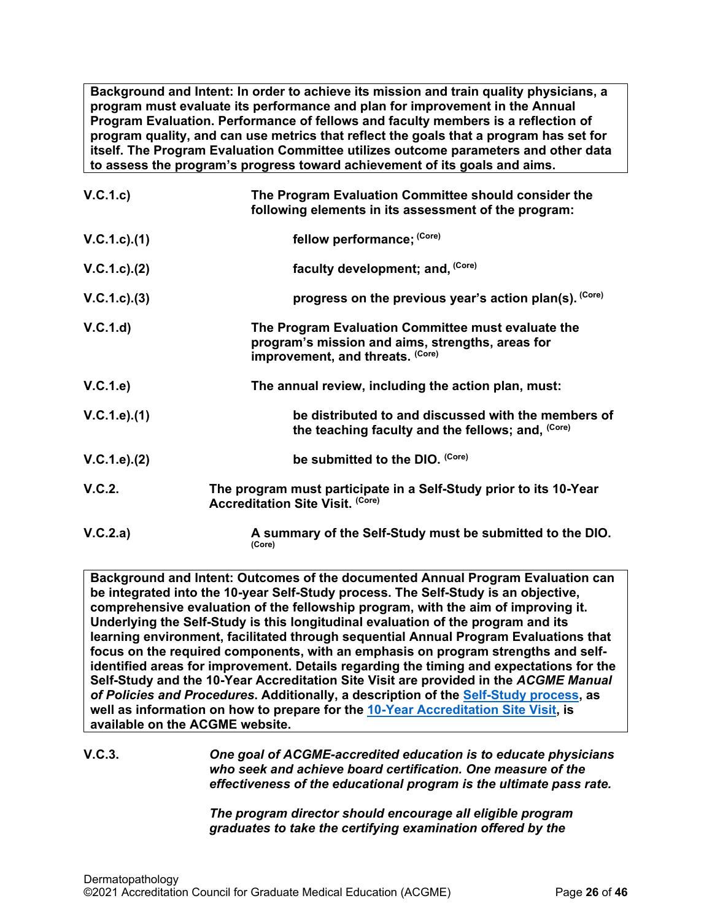**Background and Intent: In order to achieve its mission and train quality physicians, a program must evaluate its performance and plan for improvement in the Annual Program Evaluation. Performance of fellows and faculty members is a reflection of program quality, and can use metrics that reflect the goals that a program has set for itself. The Program Evaluation Committee utilizes outcome parameters and other data to assess the program's progress toward achievement of its goals and aims.**

**V.C.1.c)** **The Program Evaluation Committee should consider the following elements in its assessment of the program:**

**V.C.1.c).(1)** **fellow performance;** (Core)

**V.C.1.c).(2)** **faculty development; and,** (Core)

**V.C.1.c).(3)** **progress on the previous year's action plan(s).** (Core)

**V.C.1.d)** **The Program Evaluation Committee must evaluate the program's mission and aims, strengths, areas for improvement, and threats.** (Core)

**V.C.1.e)** **The annual review, including the action plan, must:**

**V.C.1.e).(1)** **be distributed to and discussed with the members of the teaching faculty and the fellows; and,** (Core)

**V.C.1.e).(2)** **be submitted to the DIO.** (Core)

**V.C.2.** **The program must participate in a Self-Study prior to its 10-Year Accreditation Site Visit.** (Core)

**V.C.2.a)** **A summary of the Self-Study must be submitted to the DIO.** (Core)

**Background and Intent: Outcomes of the documented Annual Program Evaluation can be integrated into the 10-year Self-Study process. The Self-Study is an objective, comprehensive evaluation of the fellowship program, with the aim of improving it. Underlying the Self-Study is this longitudinal evaluation of the program and its learning environment, facilitated through sequential Annual Program Evaluations that focus on the required components, with an emphasis on program strengths and self-identified areas for improvement. Details regarding the timing and expectations for the Self-Study and the 10-Year Accreditation Site Visit are provided in the *ACGME Manual of Policies and Procedures*. Additionally, a description of the Self-Study process, as well as information on how to prepare for the 10-Year Accreditation Site Visit, is available on the ACGME website.**

**V.C.3.** *One goal of ACGME-accredited education is to educate physicians who seek and achieve board certification. One measure of the effectiveness of the educational program is the ultimate pass rate.*

*The program director should encourage all eligible program graduates to take the certifying examination offered by the*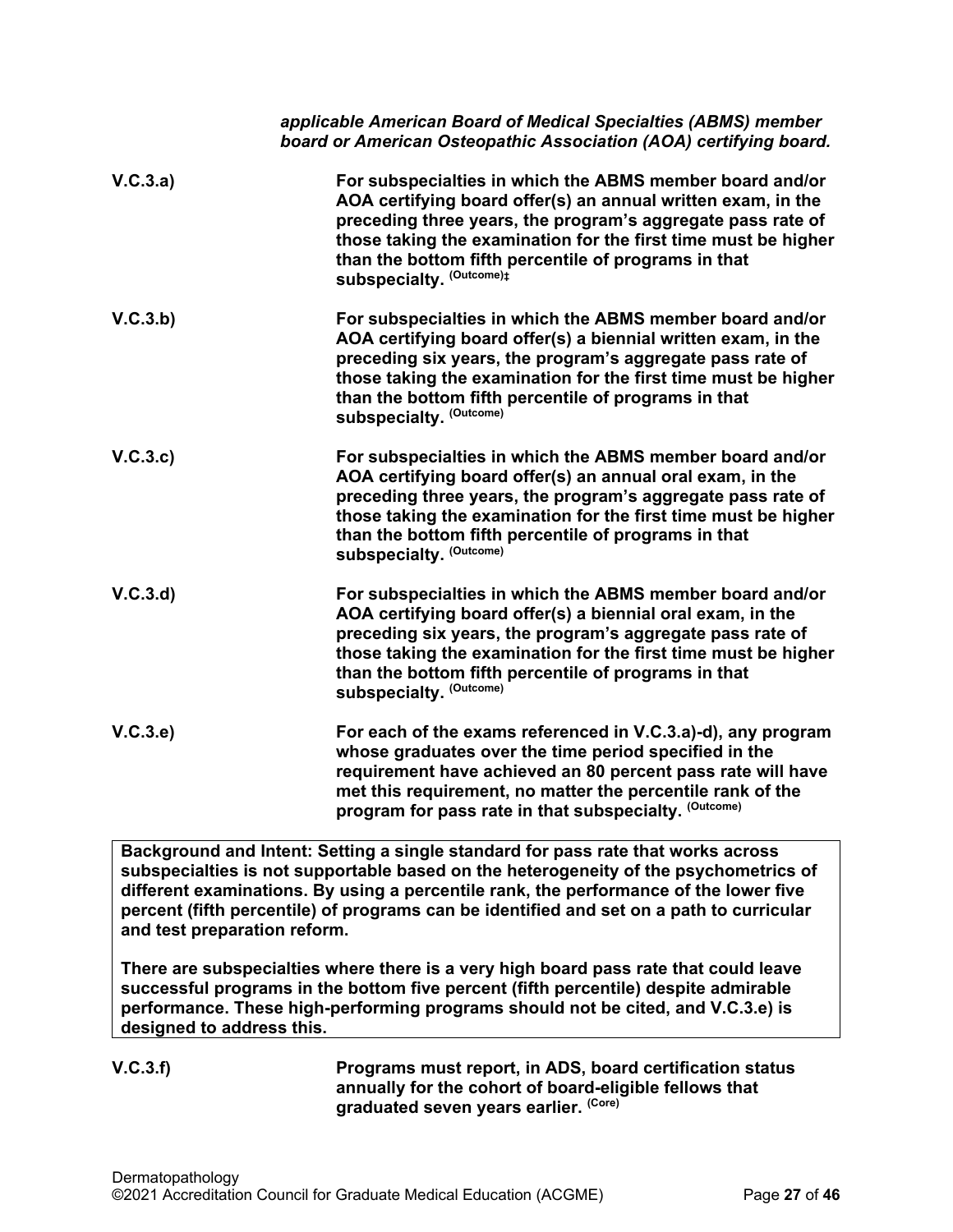*applicable American Board of Medical Specialties (ABMS) member board or American Osteopathic Association (AOA) certifying board.*

**V.C.3.a)** **For subspecialties in which the ABMS member board and/or AOA certifying board offer(s) an annual written exam, in the preceding three years, the program's aggregate pass rate of those taking the examination for the first time must be higher than the bottom fifth percentile of programs in that subspecialty.** (Outcome)‡

**V.C.3.b)** **For subspecialties in which the ABMS member board and/or AOA certifying board offer(s) a biennial written exam, in the preceding six years, the program's aggregate pass rate of those taking the examination for the first time must be higher than the bottom fifth percentile of programs in that subspecialty.** (Outcome)

**V.C.3.c)** **For subspecialties in which the ABMS member board and/or AOA certifying board offer(s) an annual oral exam, in the preceding three years, the program's aggregate pass rate of those taking the examination for the first time must be higher than the bottom fifth percentile of programs in that subspecialty.** (Outcome)

**V.C.3.d)** **For subspecialties in which the ABMS member board and/or AOA certifying board offer(s) a biennial oral exam, in the preceding six years, the program's aggregate pass rate of those taking the examination for the first time must be higher than the bottom fifth percentile of programs in that subspecialty.** (Outcome)

**V.C.3.e)** **For each of the exams referenced in V.C.3.a)-d), any program whose graduates over the time period specified in the requirement have achieved an 80 percent pass rate will have met this requirement, no matter the percentile rank of the program for pass rate in that subspecialty.** (Outcome)

| **Background and Intent: Setting a single standard for pass rate that works across subspecialties is not supportable based on the heterogeneity of the psychometrics of different examinations. By using a percentile rank, the performance of the lower five percent (fifth percentile) of programs can be identified and set on a path to curricular and test preparation reform.**<br><br>**There are subspecialties where there is a very high board pass rate that could leave successful programs in the bottom five percent (fifth percentile) despite admirable performance. These high-performing programs should not be cited, and V.C.3.e) is designed to address this.** |
|---|

**V.C.3.f)** **Programs must report, in ADS, board certification status annually for the cohort of board-eligible fellows that graduated seven years earlier.** (Core)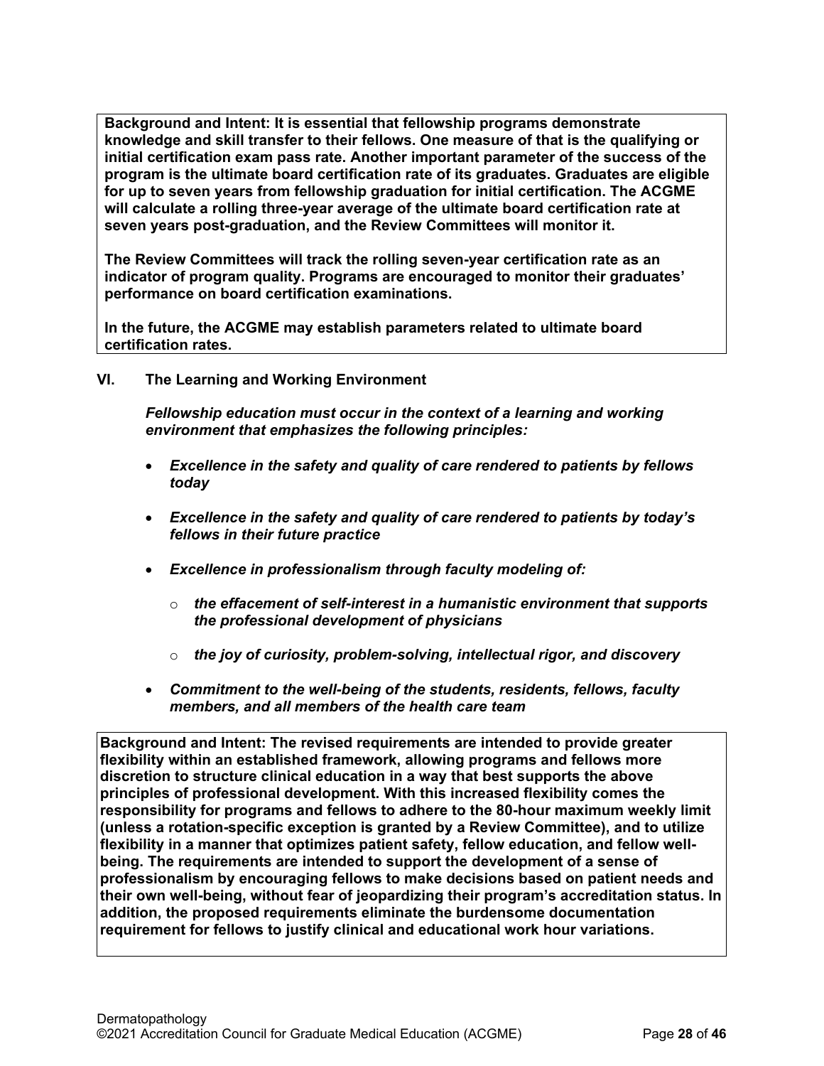**Background and Intent: It is essential that fellowship programs demonstrate knowledge and skill transfer to their fellows. One measure of that is the qualifying or initial certification exam pass rate. Another important parameter of the success of the program is the ultimate board certification rate of its graduates. Graduates are eligible for up to seven years from fellowship graduation for initial certification. The ACGME will calculate a rolling three-year average of the ultimate board certification rate at seven years post-graduation, and the Review Committees will monitor it.**

**The Review Committees will track the rolling seven-year certification rate as an indicator of program quality. Programs are encouraged to monitor their graduates' performance on board certification examinations.**

**In the future, the ACGME may establish parameters related to ultimate board certification rates.**

## VI. The Learning and Working Environment

***Fellowship education must occur in the context of a learning and working environment that emphasizes the following principles:***

- ***Excellence in the safety and quality of care rendered to patients by fellows today***
- ***Excellence in the safety and quality of care rendered to patients by today's fellows in their future practice***
- ***Excellence in professionalism through faculty modeling of:***
  - ***the effacement of self-interest in a humanistic environment that supports the professional development of physicians***
  - ***the joy of curiosity, problem-solving, intellectual rigor, and discovery***
- ***Commitment to the well-being of the students, residents, fellows, faculty members, and all members of the health care team***

**Background and Intent: The revised requirements are intended to provide greater flexibility within an established framework, allowing programs and fellows more discretion to structure clinical education in a way that best supports the above principles of professional development. With this increased flexibility comes the responsibility for programs and fellows to adhere to the 80-hour maximum weekly limit (unless a rotation-specific exception is granted by a Review Committee), and to utilize flexibility in a manner that optimizes patient safety, fellow education, and fellow well-being. The requirements are intended to support the development of a sense of professionalism by encouraging fellows to make decisions based on patient needs and their own well-being, without fear of jeopardizing their program's accreditation status. In addition, the proposed requirements eliminate the burdensome documentation requirement for fellows to justify clinical and educational work hour variations.**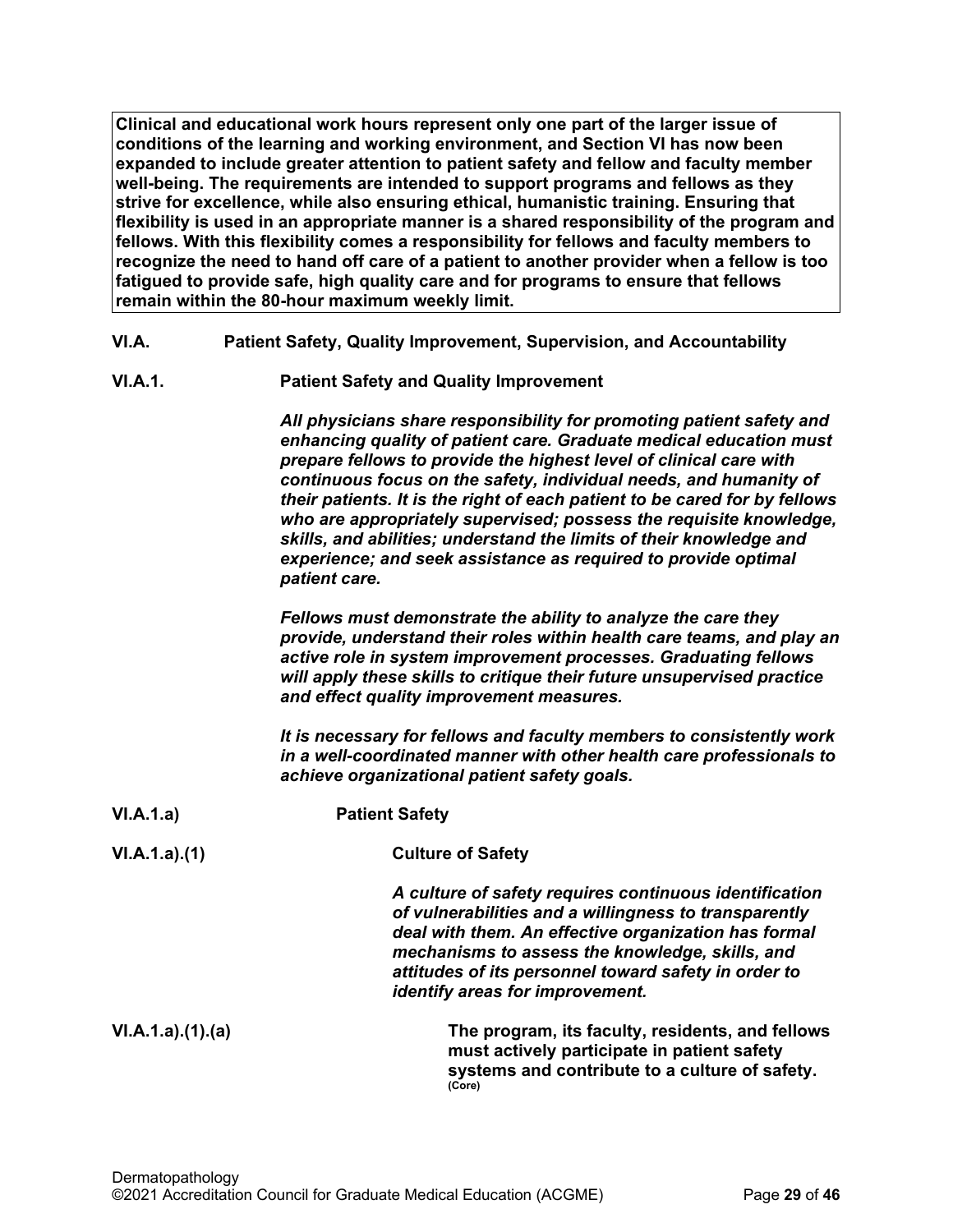**Clinical and educational work hours represent only one part of the larger issue of conditions of the learning and working environment, and Section VI has now been expanded to include greater attention to patient safety and fellow and faculty member well-being. The requirements are intended to support programs and fellows as they strive for excellence, while also ensuring ethical, humanistic training. Ensuring that flexibility is used in an appropriate manner is a shared responsibility of the program and fellows. With this flexibility comes a responsibility for fellows and faculty members to recognize the need to hand off care of a patient to another provider when a fellow is too fatigued to provide safe, high quality care and for programs to ensure that fellows remain within the 80-hour maximum weekly limit.**

**VI.A. Patient Safety, Quality Improvement, Supervision, and Accountability**

**VI.A.1. Patient Safety and Quality Improvement**

***All physicians share responsibility for promoting patient safety and enhancing quality of patient care. Graduate medical education must prepare fellows to provide the highest level of clinical care with continuous focus on the safety, individual needs, and humanity of their patients. It is the right of each patient to be cared for by fellows who are appropriately supervised; possess the requisite knowledge, skills, and abilities; understand the limits of their knowledge and experience; and seek assistance as required to provide optimal patient care.***

***Fellows must demonstrate the ability to analyze the care they provide, understand their roles within health care teams, and play an active role in system improvement processes. Graduating fellows will apply these skills to critique their future unsupervised practice and effect quality improvement measures.***

***It is necessary for fellows and faculty members to consistently work in a well-coordinated manner with other health care professionals to achieve organizational patient safety goals.***

**VI.A.1.a) Patient Safety**

**VI.A.1.a).(1) Culture of Safety**

***A culture of safety requires continuous identification of vulnerabilities and a willingness to transparently deal with them. An effective organization has formal mechanisms to assess the knowledge, skills, and attitudes of its personnel toward safety in order to identify areas for improvement.***

**VI.A.1.a).(1).(a) The program, its faculty, residents, and fellows must actively participate in patient safety systems and contribute to a culture of safety.** (Core)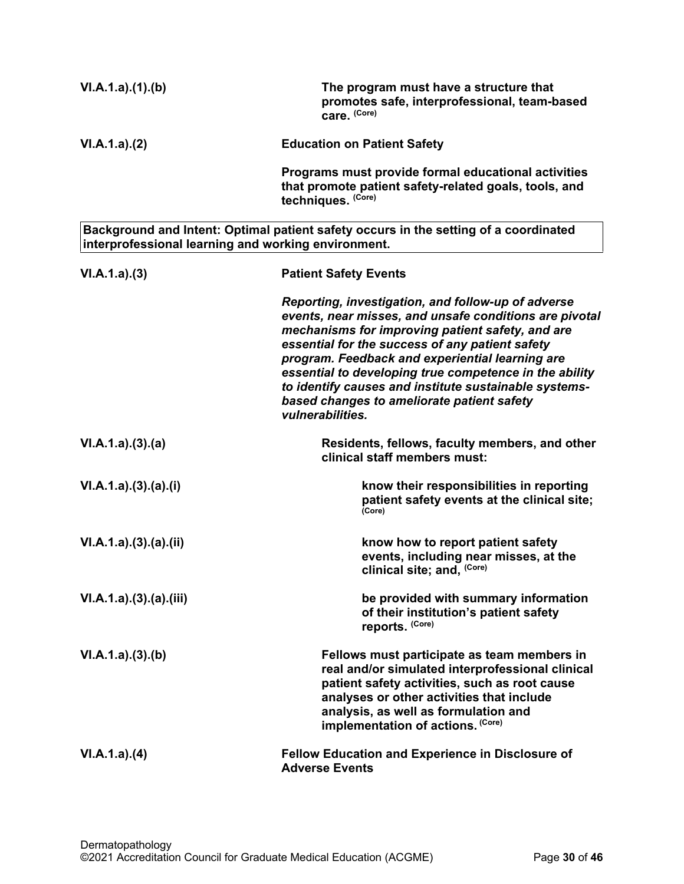VI.A.1.a).(1).(b) **The program must have a structure that promotes safe, interprofessional, team-based care.** (Core)

VI.A.1.a).(2) **Education on Patient Safety**

**Programs must provide formal educational activities that promote patient safety-related goals, tools, and techniques.** (Core)

| **Background and Intent: Optimal patient safety occurs in the setting of a coordinated interprofessional learning and working environment.** |
|---|

VI.A.1.a).(3) **Patient Safety Events**

***Reporting, investigation, and follow-up of adverse events, near misses, and unsafe conditions are pivotal mechanisms for improving patient safety, and are essential for the success of any patient safety program. Feedback and experiential learning are essential to developing true competence in the ability to identify causes and institute sustainable systems-based changes to ameliorate patient safety vulnerabilities.***

VI.A.1.a).(3).(a) **Residents, fellows, faculty members, and other clinical staff members must:**

VI.A.1.a).(3).(a).(i) **know their responsibilities in reporting patient safety events at the clinical site;** (Core)

VI.A.1.a).(3).(a).(ii) **know how to report patient safety events, including near misses, at the clinical site; and,** (Core)

VI.A.1.a).(3).(a).(iii) **be provided with summary information of their institution's patient safety reports.** (Core)

VI.A.1.a).(3).(b) **Fellows must participate as team members in real and/or simulated interprofessional clinical patient safety activities, such as root cause analyses or other activities that include analysis, as well as formulation and implementation of actions.** (Core)

VI.A.1.a).(4) **Fellow Education and Experience in Disclosure of Adverse Events**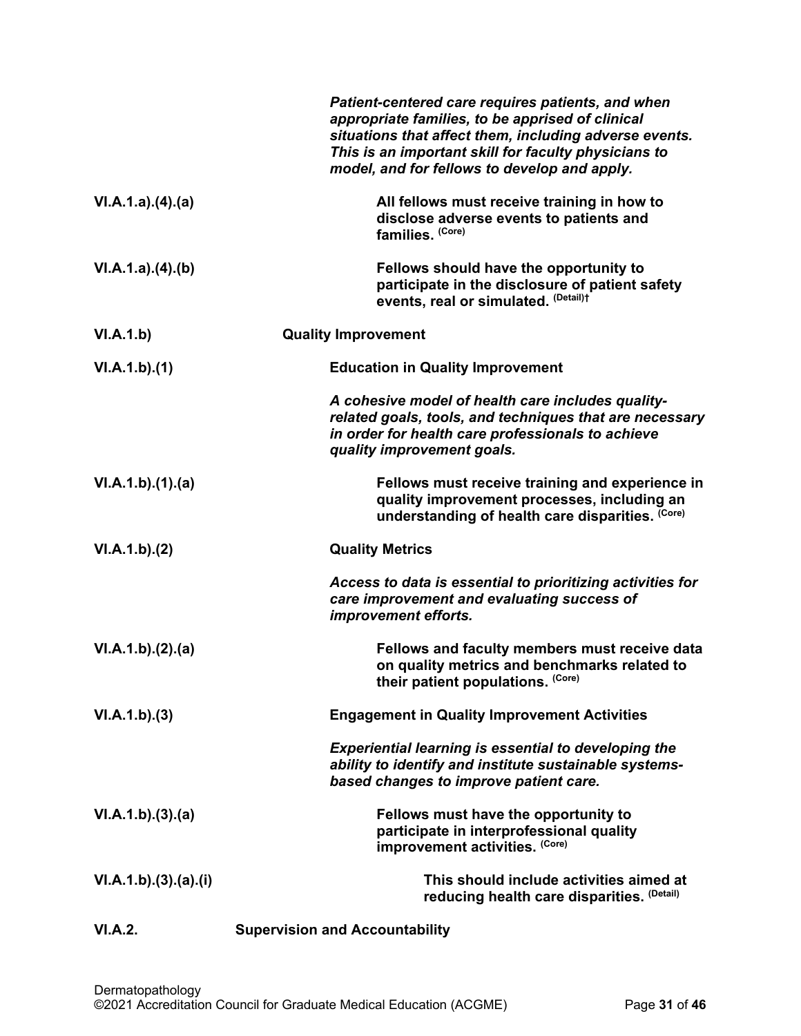*Patient-centered care requires patients, and when appropriate families, to be apprised of clinical situations that affect them, including adverse events. This is an important skill for faculty physicians to model, and for fellows to develop and apply.*

**VI.A.1.a).(4).(a)** **All fellows must receive training in how to disclose adverse events to patients and families.** (Core)

**VI.A.1.a).(4).(b)** **Fellows should have the opportunity to participate in the disclosure of patient safety events, real or simulated.** (Detail)†

**VI.A.1.b)** **Quality Improvement**

**VI.A.1.b).(1)** **Education in Quality Improvement**

*A cohesive model of health care includes quality-related goals, tools, and techniques that are necessary in order for health care professionals to achieve quality improvement goals.*

**VI.A.1.b).(1).(a)** **Fellows must receive training and experience in quality improvement processes, including an understanding of health care disparities.** (Core)

**VI.A.1.b).(2)** **Quality Metrics**

*Access to data is essential to prioritizing activities for care improvement and evaluating success of improvement efforts.*

**VI.A.1.b).(2).(a)** **Fellows and faculty members must receive data on quality metrics and benchmarks related to their patient populations.** (Core)

**VI.A.1.b).(3)** **Engagement in Quality Improvement Activities**

*Experiential learning is essential to developing the ability to identify and institute sustainable systems-based changes to improve patient care.*

**VI.A.1.b).(3).(a)** **Fellows must have the opportunity to participate in interprofessional quality improvement activities.** (Core)

**VI.A.1.b).(3).(a).(i)** **This should include activities aimed at reducing health care disparities.** (Detail)

**VI.A.2.** **Supervision and Accountability**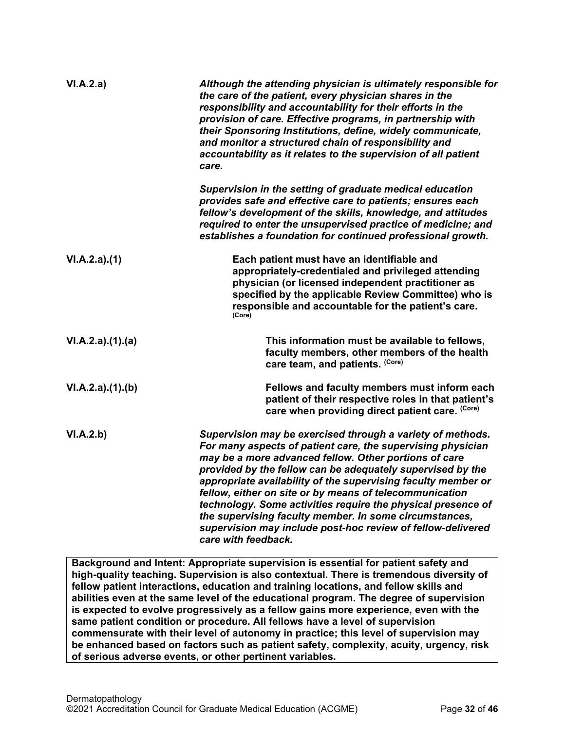VI.A.2.a) *Although the attending physician is ultimately responsible for the care of the patient, every physician shares in the responsibility and accountability for their efforts in the provision of care. Effective programs, in partnership with their Sponsoring Institutions, define, widely communicate, and monitor a structured chain of responsibility and accountability as it relates to the supervision of all patient care.*

*Supervision in the setting of graduate medical education provides safe and effective care to patients; ensures each fellow's development of the skills, knowledge, and attitudes required to enter the unsupervised practice of medicine; and establishes a foundation for continued professional growth.*

VI.A.2.a).(1) **Each patient must have an identifiable and appropriately-credentialed and privileged attending physician (or licensed independent practitioner as specified by the applicable Review Committee) who is responsible and accountable for the patient's care.** (Core)

VI.A.2.a).(1).(a) **This information must be available to fellows, faculty members, other members of the health care team, and patients.** (Core)

VI.A.2.a).(1).(b) **Fellows and faculty members must inform each patient of their respective roles in that patient's care when providing direct patient care.** (Core)

VI.A.2.b) *Supervision may be exercised through a variety of methods. For many aspects of patient care, the supervising physician may be a more advanced fellow. Other portions of care provided by the fellow can be adequately supervised by the appropriate availability of the supervising faculty member or fellow, either on site or by means of telecommunication technology. Some activities require the physical presence of the supervising faculty member. In some circumstances, supervision may include post-hoc review of fellow-delivered care with feedback.*

**Background and Intent: Appropriate supervision is essential for patient safety and high-quality teaching. Supervision is also contextual. There is tremendous diversity of fellow patient interactions, education and training locations, and fellow skills and abilities even at the same level of the educational program. The degree of supervision is expected to evolve progressively as a fellow gains more experience, even with the same patient condition or procedure. All fellows have a level of supervision commensurate with their level of autonomy in practice; this level of supervision may be enhanced based on factors such as patient safety, complexity, acuity, urgency, risk of serious adverse events, or other pertinent variables.**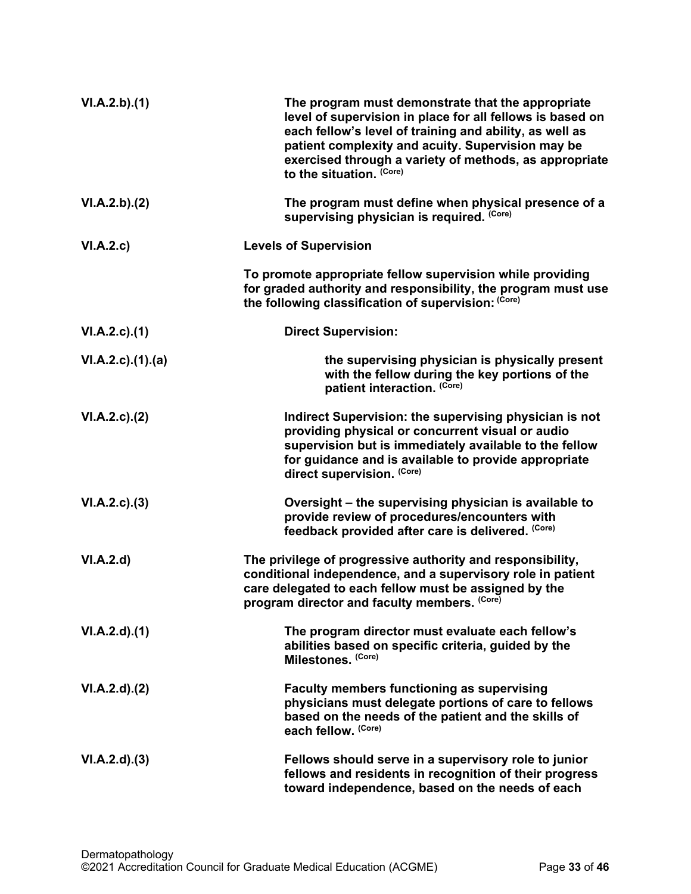| | |
|---|---|
| VI.A.2.b).(1) | **The program must demonstrate that the appropriate level of supervision in place for all fellows is based on each fellow's level of training and ability, as well as patient complexity and acuity. Supervision may be exercised through a variety of methods, as appropriate to the situation.** (Core) |
| VI.A.2.b).(2) | **The program must define when physical presence of a supervising physician is required.** (Core) |
| VI.A.2.c) | **Levels of Supervision**<br><br>**To promote appropriate fellow supervision while providing for graded authority and responsibility, the program must use the following classification of supervision:** (Core) |
| VI.A.2.c).(1) | **Direct Supervision:** |
| VI.A.2.c).(1).(a) | **the supervising physician is physically present with the fellow during the key portions of the patient interaction.** (Core) |
| VI.A.2.c).(2) | **Indirect Supervision: the supervising physician is not providing physical or concurrent visual or audio supervision but is immediately available to the fellow for guidance and is available to provide appropriate direct supervision.** (Core) |
| VI.A.2.c).(3) | **Oversight – the supervising physician is available to provide review of procedures/encounters with feedback provided after care is delivered.** (Core) |
| VI.A.2.d) | **The privilege of progressive authority and responsibility, conditional independence, and a supervisory role in patient care delegated to each fellow must be assigned by the program director and faculty members.** (Core) |
| VI.A.2.d).(1) | **The program director must evaluate each fellow's abilities based on specific criteria, guided by the Milestones.** (Core) |
| VI.A.2.d).(2) | **Faculty members functioning as supervising physicians must delegate portions of care to fellows based on the needs of the patient and the skills of each fellow.** (Core) |
| VI.A.2.d).(3) | **Fellows should serve in a supervisory role to junior fellows and residents in recognition of their progress toward independence, based on the needs of each** |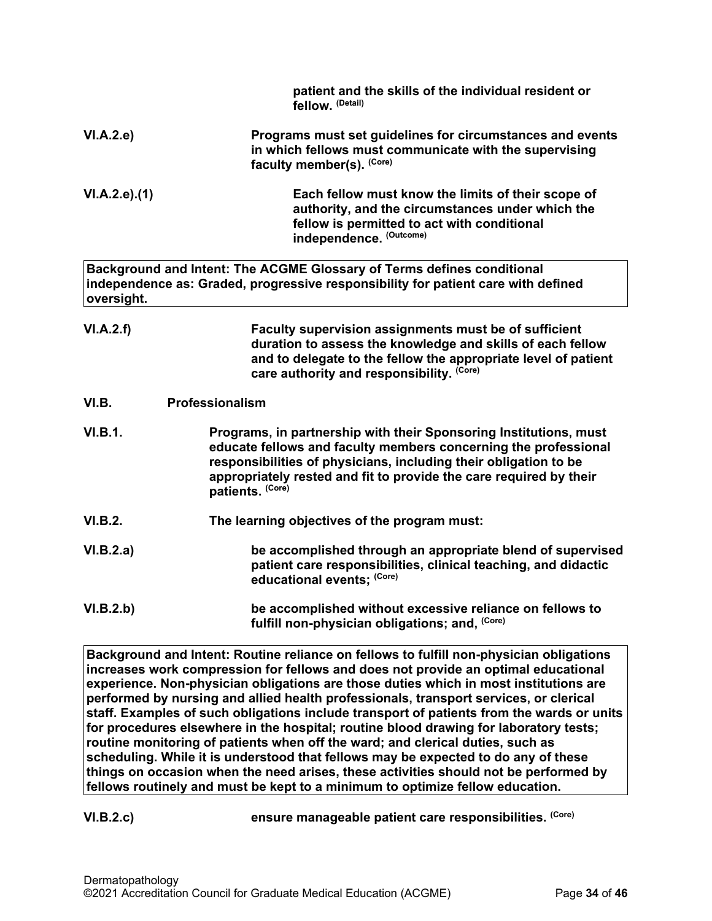**patient and the skills of the individual resident or fellow.** (Detail)

**VI.A.2.e)** **Programs must set guidelines for circumstances and events in which fellows must communicate with the supervising faculty member(s).** (Core)

**VI.A.2.e).(1)** **Each fellow must know the limits of their scope of authority, and the circumstances under which the fellow is permitted to act with conditional independence.** (Outcome)

**Background and Intent: The ACGME Glossary of Terms defines conditional independence as: Graded, progressive responsibility for patient care with defined oversight.**

**VI.A.2.f)** **Faculty supervision assignments must be of sufficient duration to assess the knowledge and skills of each fellow and to delegate to the fellow the appropriate level of patient care authority and responsibility.** (Core)

**VI.B. Professionalism**

**VI.B.1.** **Programs, in partnership with their Sponsoring Institutions, must educate fellows and faculty members concerning the professional responsibilities of physicians, including their obligation to be appropriately rested and fit to provide the care required by their patients.** (Core)

**VI.B.2.** **The learning objectives of the program must:**

**VI.B.2.a)** **be accomplished through an appropriate blend of supervised patient care responsibilities, clinical teaching, and didactic educational events;** (Core)

**VI.B.2.b)** **be accomplished without excessive reliance on fellows to fulfill non-physician obligations; and,** (Core)

**Background and Intent: Routine reliance on fellows to fulfill non-physician obligations increases work compression for fellows and does not provide an optimal educational experience. Non-physician obligations are those duties which in most institutions are performed by nursing and allied health professionals, transport services, or clerical staff. Examples of such obligations include transport of patients from the wards or units for procedures elsewhere in the hospital; routine blood drawing for laboratory tests; routine monitoring of patients when off the ward; and clerical duties, such as scheduling. While it is understood that fellows may be expected to do any of these things on occasion when the need arises, these activities should not be performed by fellows routinely and must be kept to a minimum to optimize fellow education.**

**VI.B.2.c)** **ensure manageable patient care responsibilities.** (Core)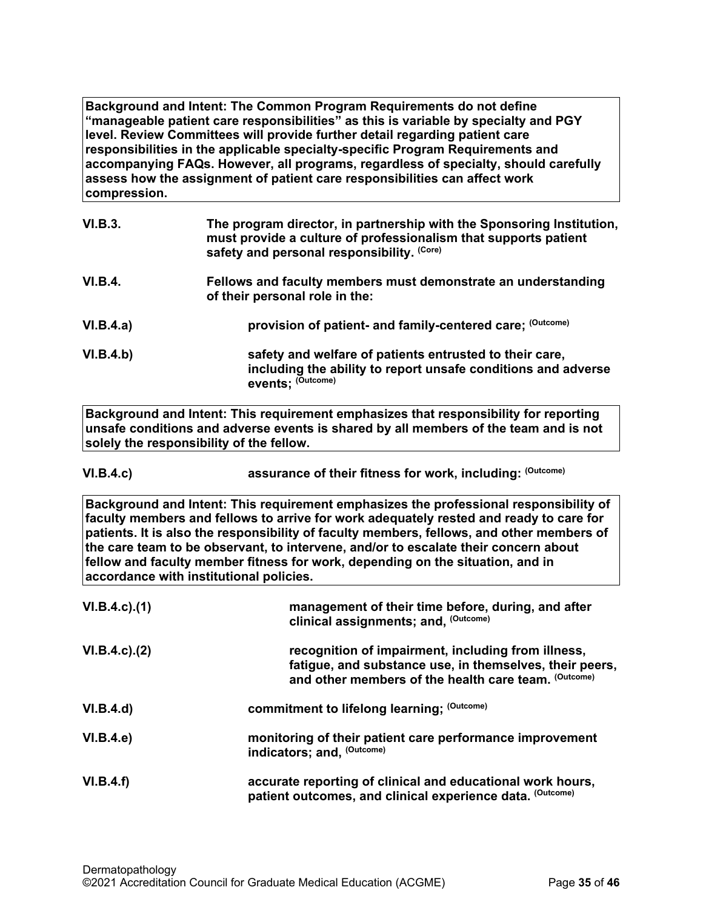**Background and Intent: The Common Program Requirements do not define "manageable patient care responsibilities" as this is variable by specialty and PGY level. Review Committees will provide further detail regarding patient care responsibilities in the applicable specialty-specific Program Requirements and accompanying FAQs. However, all programs, regardless of specialty, should carefully assess how the assignment of patient care responsibilities can affect work compression.**

**VI.B.3.** **The program director, in partnership with the Sponsoring Institution, must provide a culture of professionalism that supports patient safety and personal responsibility.** (Core)

**VI.B.4.** **Fellows and faculty members must demonstrate an understanding of their personal role in the:**

**VI.B.4.a)** **provision of patient- and family-centered care;** (Outcome)

**VI.B.4.b)** **safety and welfare of patients entrusted to their care, including the ability to report unsafe conditions and adverse events;** (Outcome)

**Background and Intent: This requirement emphasizes that responsibility for reporting unsafe conditions and adverse events is shared by all members of the team and is not solely the responsibility of the fellow.**

**VI.B.4.c)** **assurance of their fitness for work, including:** (Outcome)

**Background and Intent: This requirement emphasizes the professional responsibility of faculty members and fellows to arrive for work adequately rested and ready to care for patients. It is also the responsibility of faculty members, fellows, and other members of the care team to be observant, to intervene, and/or to escalate their concern about fellow and faculty member fitness for work, depending on the situation, and in accordance with institutional policies.**

**VI.B.4.c).(1)** **management of their time before, during, and after clinical assignments; and,** (Outcome)

**VI.B.4.c).(2)** **recognition of impairment, including from illness, fatigue, and substance use, in themselves, their peers, and other members of the health care team.** (Outcome)

**VI.B.4.d)** **commitment to lifelong learning;** (Outcome)

**VI.B.4.e)** **monitoring of their patient care performance improvement indicators; and,** (Outcome)

**VI.B.4.f)** **accurate reporting of clinical and educational work hours, patient outcomes, and clinical experience data.** (Outcome)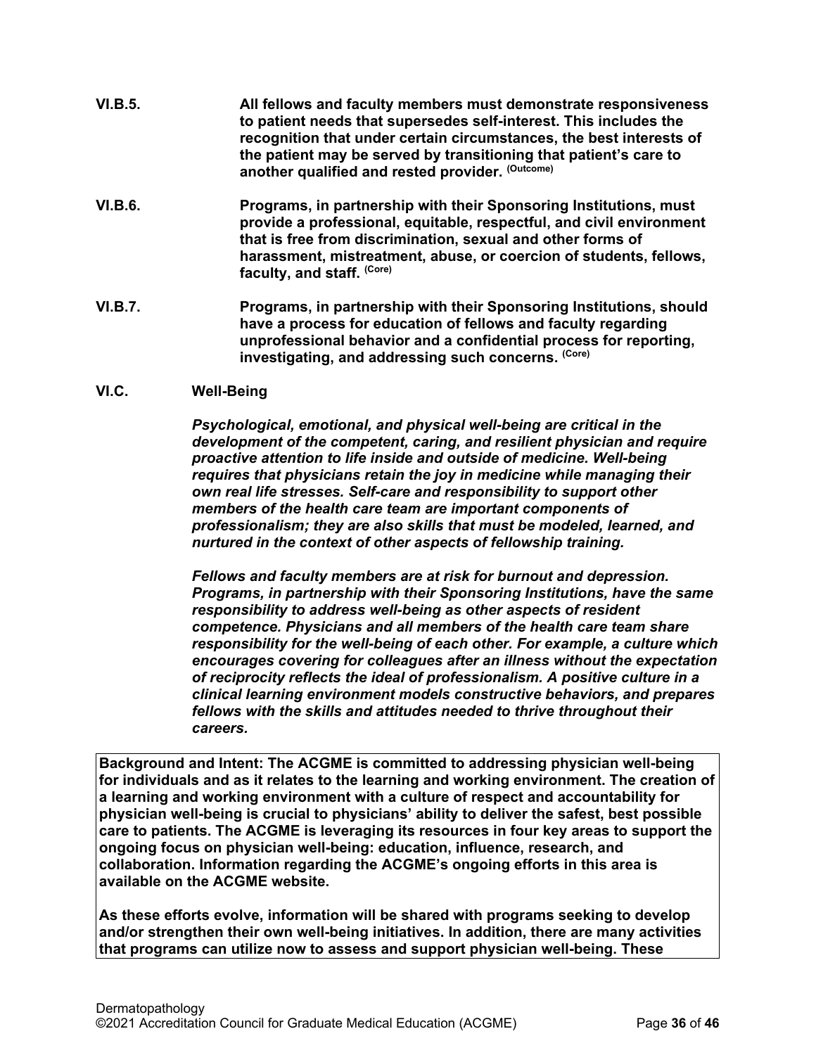**VI.B.5.** **All fellows and faculty members must demonstrate responsiveness to patient needs that supersedes self-interest. This includes the recognition that under certain circumstances, the best interests of the patient may be served by transitioning that patient's care to another qualified and rested provider.** (Outcome)

**VI.B.6.** **Programs, in partnership with their Sponsoring Institutions, must provide a professional, equitable, respectful, and civil environment that is free from discrimination, sexual and other forms of harassment, mistreatment, abuse, or coercion of students, fellows, faculty, and staff.** (Core)

**VI.B.7.** **Programs, in partnership with their Sponsoring Institutions, should have a process for education of fellows and faculty regarding unprofessional behavior and a confidential process for reporting, investigating, and addressing such concerns.** (Core)

**VI.C. Well-Being**

***Psychological, emotional, and physical well-being are critical in the development of the competent, caring, and resilient physician and require proactive attention to life inside and outside of medicine. Well-being requires that physicians retain the joy in medicine while managing their own real life stresses. Self-care and responsibility to support other members of the health care team are important components of professionalism; they are also skills that must be modeled, learned, and nurtured in the context of other aspects of fellowship training.***

***Fellows and faculty members are at risk for burnout and depression. Programs, in partnership with their Sponsoring Institutions, have the same responsibility to address well-being as other aspects of resident competence. Physicians and all members of the health care team share responsibility for the well-being of each other. For example, a culture which encourages covering for colleagues after an illness without the expectation of reciprocity reflects the ideal of professionalism. A positive culture in a clinical learning environment models constructive behaviors, and prepares fellows with the skills and attitudes needed to thrive throughout their careers.***

**Background and Intent: The ACGME is committed to addressing physician well-being for individuals and as it relates to the learning and working environment. The creation of a learning and working environment with a culture of respect and accountability for physician well-being is crucial to physicians' ability to deliver the safest, best possible care to patients. The ACGME is leveraging its resources in four key areas to support the ongoing focus on physician well-being: education, influence, research, and collaboration. Information regarding the ACGME's ongoing efforts in this area is available on the ACGME website.**

**As these efforts evolve, information will be shared with programs seeking to develop and/or strengthen their own well-being initiatives. In addition, there are many activities that programs can utilize now to assess and support physician well-being. These**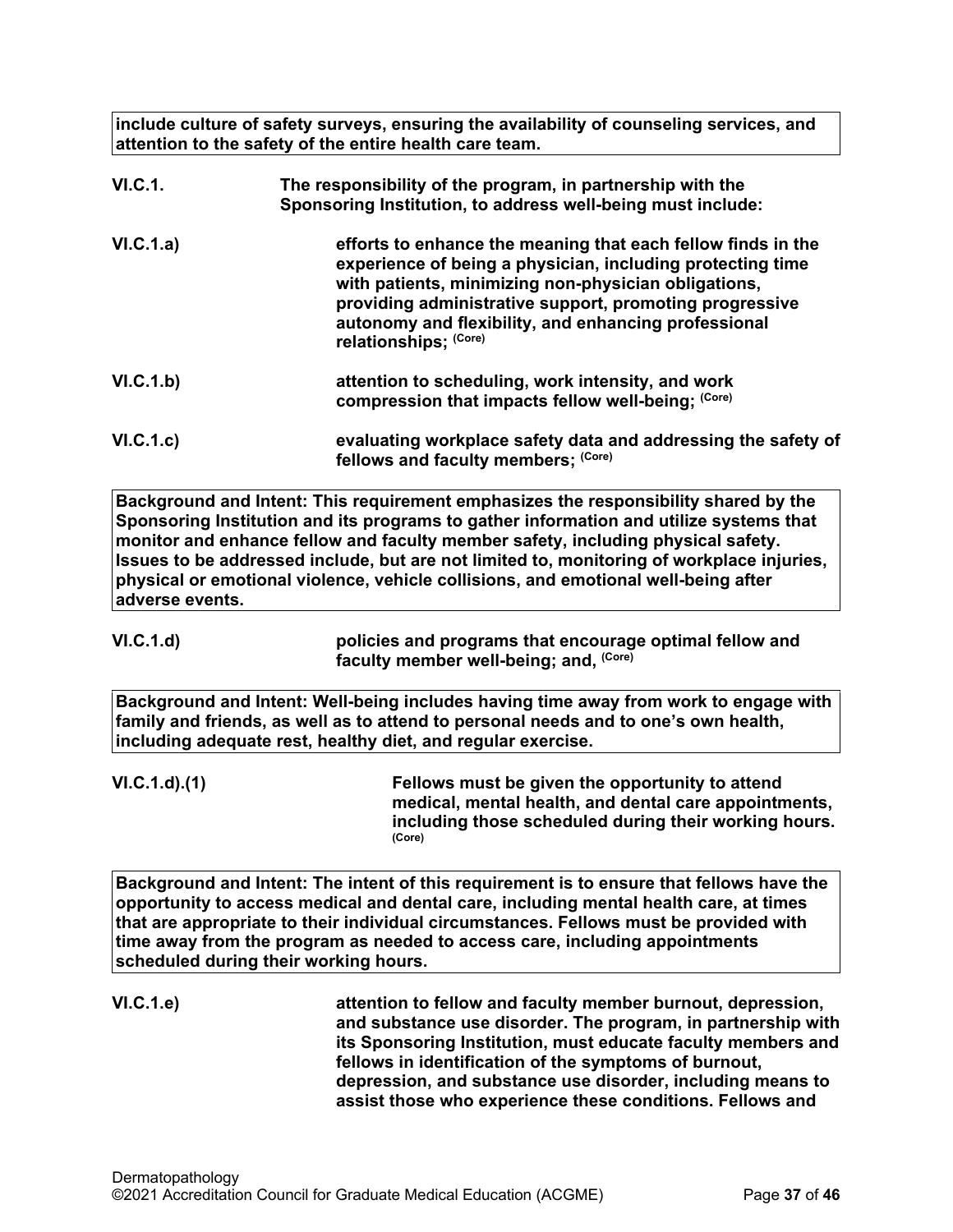**include culture of safety surveys, ensuring the availability of counseling services, and attention to the safety of the entire health care team.**

**VI.C.1.** **The responsibility of the program, in partnership with the Sponsoring Institution, to address well-being must include:**

**VI.C.1.a)** **efforts to enhance the meaning that each fellow finds in the experience of being a physician, including protecting time with patients, minimizing non-physician obligations, providing administrative support, promoting progressive autonomy and flexibility, and enhancing professional relationships;** (Core)

**VI.C.1.b)** **attention to scheduling, work intensity, and work compression that impacts fellow well-being;** (Core)

**VI.C.1.c)** **evaluating workplace safety data and addressing the safety of fellows and faculty members;** (Core)

**Background and Intent: This requirement emphasizes the responsibility shared by the Sponsoring Institution and its programs to gather information and utilize systems that monitor and enhance fellow and faculty member safety, including physical safety. Issues to be addressed include, but are not limited to, monitoring of workplace injuries, physical or emotional violence, vehicle collisions, and emotional well-being after adverse events.**

**VI.C.1.d)** **policies and programs that encourage optimal fellow and faculty member well-being; and,** (Core)

**Background and Intent: Well-being includes having time away from work to engage with family and friends, as well as to attend to personal needs and to one's own health, including adequate rest, healthy diet, and regular exercise.**

**VI.C.1.d).(1)** **Fellows must be given the opportunity to attend medical, mental health, and dental care appointments, including those scheduled during their working hours.** (Core)

**Background and Intent: The intent of this requirement is to ensure that fellows have the opportunity to access medical and dental care, including mental health care, at times that are appropriate to their individual circumstances. Fellows must be provided with time away from the program as needed to access care, including appointments scheduled during their working hours.**

**VI.C.1.e)** **attention to fellow and faculty member burnout, depression, and substance use disorder. The program, in partnership with its Sponsoring Institution, must educate faculty members and fellows in identification of the symptoms of burnout, depression, and substance use disorder, including means to assist those who experience these conditions. Fellows and**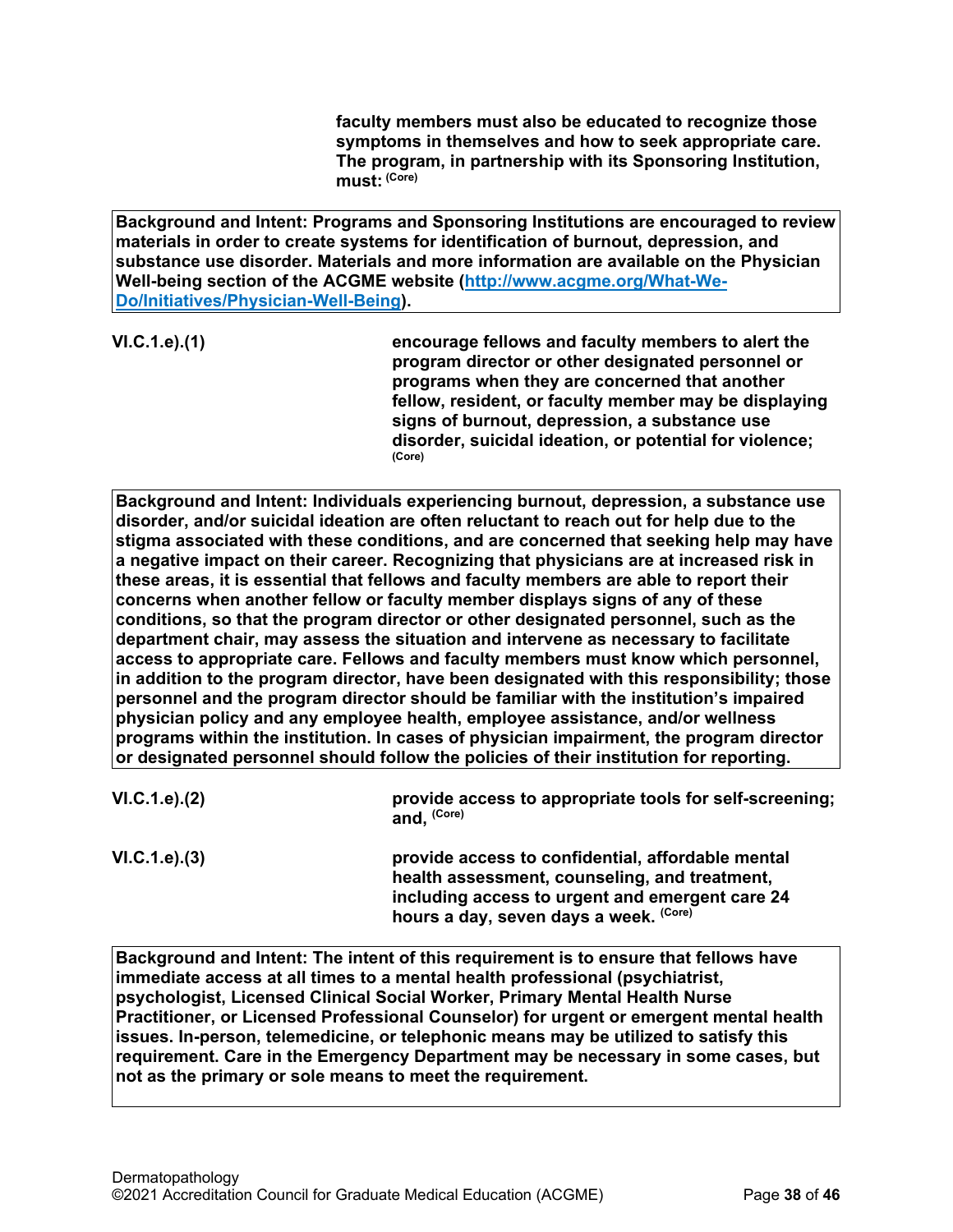**faculty members must also be educated to recognize those symptoms in themselves and how to seek appropriate care. The program, in partnership with its Sponsoring Institution, must:** (Core)

**Background and Intent: Programs and Sponsoring Institutions are encouraged to review materials in order to create systems for identification of burnout, depression, and substance use disorder. Materials and more information are available on the Physician Well-being section of the ACGME website ([http://www.acgme.org/What-We-Do/Initiatives/Physician-Well-Being](http://www.acgme.org/What-We-Do/Initiatives/Physician-Well-Being)).**

**VI.C.1.e).(1)** **encourage fellows and faculty members to alert the program director or other designated personnel or programs when they are concerned that another fellow, resident, or faculty member may be displaying signs of burnout, depression, a substance use disorder, suicidal ideation, or potential for violence;** (Core)

**Background and Intent: Individuals experiencing burnout, depression, a substance use disorder, and/or suicidal ideation are often reluctant to reach out for help due to the stigma associated with these conditions, and are concerned that seeking help may have a negative impact on their career. Recognizing that physicians are at increased risk in these areas, it is essential that fellows and faculty members are able to report their concerns when another fellow or faculty member displays signs of any of these conditions, so that the program director or other designated personnel, such as the department chair, may assess the situation and intervene as necessary to facilitate access to appropriate care. Fellows and faculty members must know which personnel, in addition to the program director, have been designated with this responsibility; those personnel and the program director should be familiar with the institution's impaired physician policy and any employee health, employee assistance, and/or wellness programs within the institution. In cases of physician impairment, the program director or designated personnel should follow the policies of their institution for reporting.**

**VI.C.1.e).(2)** **provide access to appropriate tools for self-screening; and,** (Core)

**VI.C.1.e).(3)** **provide access to confidential, affordable mental health assessment, counseling, and treatment, including access to urgent and emergent care 24 hours a day, seven days a week.** (Core)

**Background and Intent: The intent of this requirement is to ensure that fellows have immediate access at all times to a mental health professional (psychiatrist, psychologist, Licensed Clinical Social Worker, Primary Mental Health Nurse Practitioner, or Licensed Professional Counselor) for urgent or emergent mental health issues. In-person, telemedicine, or telephonic means may be utilized to satisfy this requirement. Care in the Emergency Department may be necessary in some cases, but not as the primary or sole means to meet the requirement.**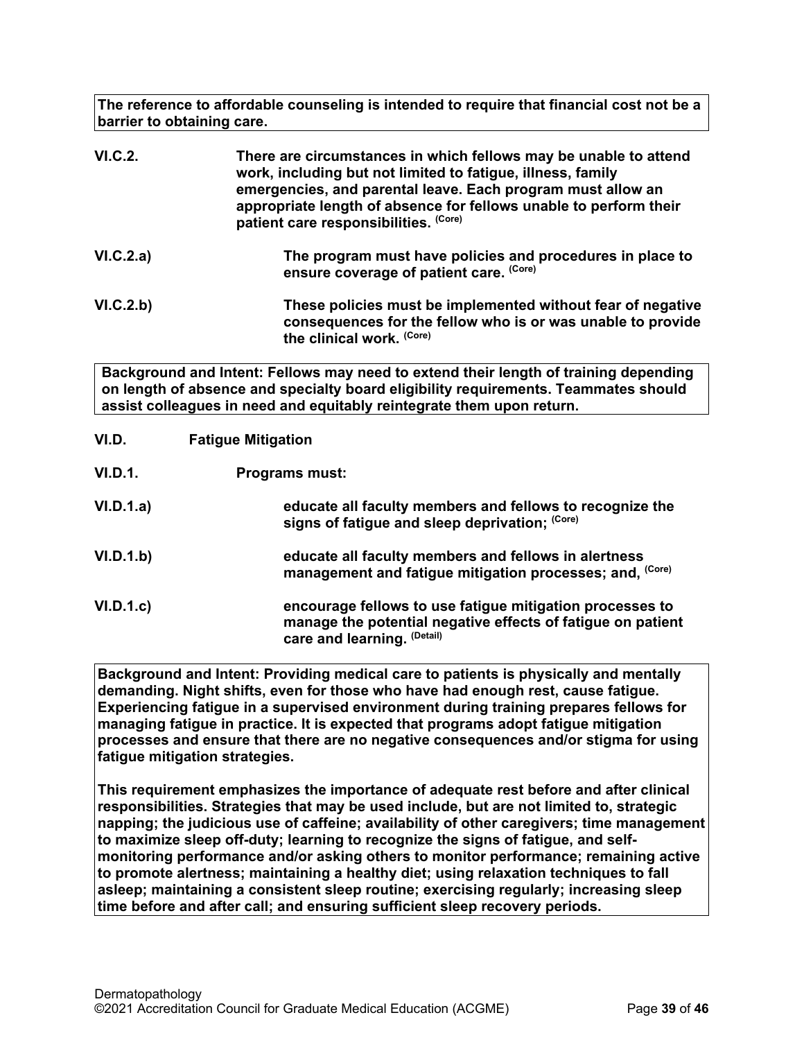**The reference to affordable counseling is intended to require that financial cost not be a barrier to obtaining care.**

**VI.C.2.** **There are circumstances in which fellows may be unable to attend work, including but not limited to fatigue, illness, family emergencies, and parental leave. Each program must allow an appropriate length of absence for fellows unable to perform their patient care responsibilities. (Core)**

**VI.C.2.a)** **The program must have policies and procedures in place to ensure coverage of patient care. (Core)**

**VI.C.2.b)** **These policies must be implemented without fear of negative consequences for the fellow who is or was unable to provide the clinical work. (Core)**

**Background and Intent: Fellows may need to extend their length of training depending on length of absence and specialty board eligibility requirements. Teammates should assist colleagues in need and equitably reintegrate them upon return.**

**VI.D.** **Fatigue Mitigation**

**VI.D.1.** **Programs must:**

**VI.D.1.a)** **educate all faculty members and fellows to recognize the signs of fatigue and sleep deprivation; (Core)**

**VI.D.1.b)** **educate all faculty members and fellows in alertness management and fatigue mitigation processes; and, (Core)**

**VI.D.1.c)** **encourage fellows to use fatigue mitigation processes to manage the potential negative effects of fatigue on patient care and learning. (Detail)**

**Background and Intent: Providing medical care to patients is physically and mentally demanding. Night shifts, even for those who have had enough rest, cause fatigue. Experiencing fatigue in a supervised environment during training prepares fellows for managing fatigue in practice. It is expected that programs adopt fatigue mitigation processes and ensure that there are no negative consequences and/or stigma for using fatigue mitigation strategies.**

**This requirement emphasizes the importance of adequate rest before and after clinical responsibilities. Strategies that may be used include, but are not limited to, strategic napping; the judicious use of caffeine; availability of other caregivers; time management to maximize sleep off-duty; learning to recognize the signs of fatigue, and self-monitoring performance and/or asking others to monitor performance; remaining active to promote alertness; maintaining a healthy diet; using relaxation techniques to fall asleep; maintaining a consistent sleep routine; exercising regularly; increasing sleep time before and after call; and ensuring sufficient sleep recovery periods.**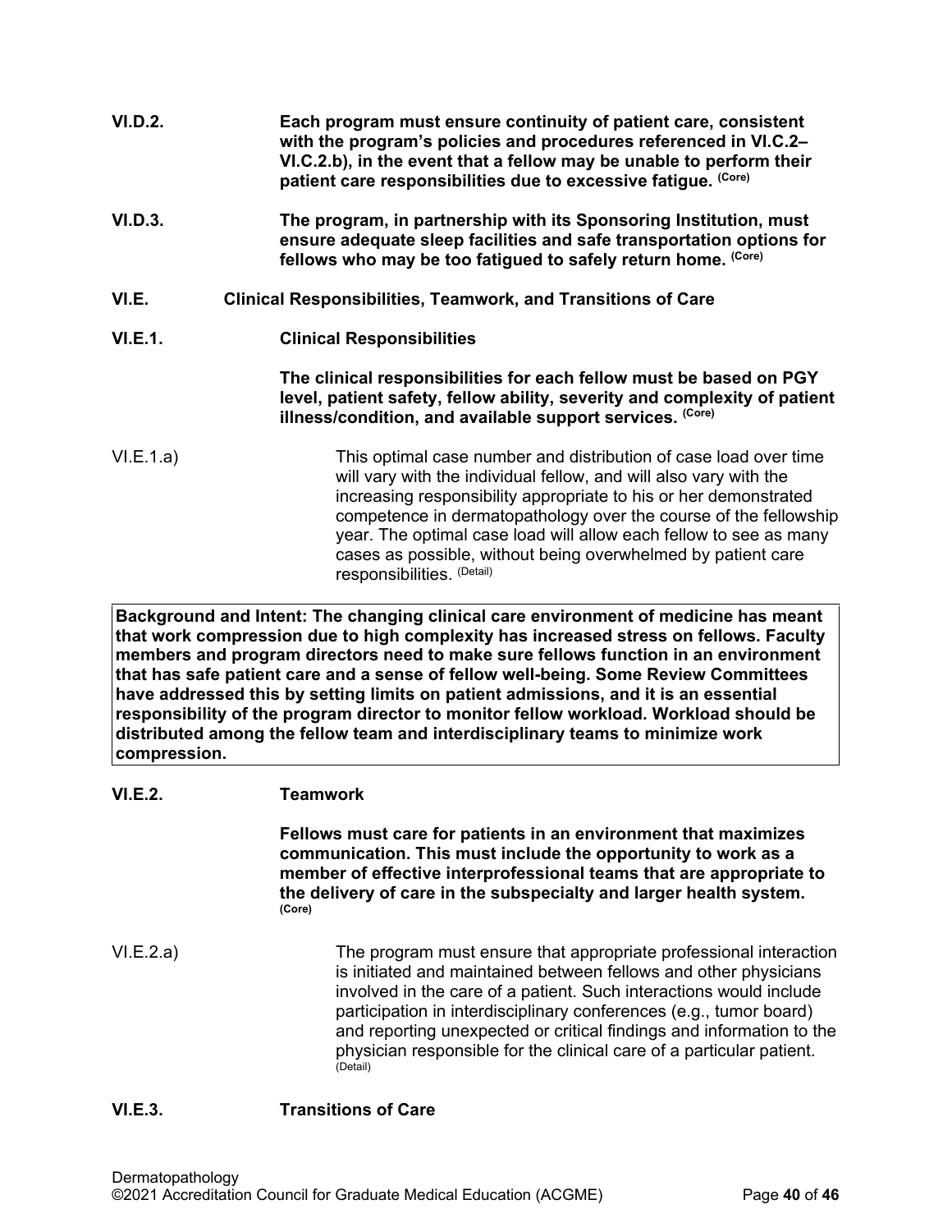**VI.D.2.** **Each program must ensure continuity of patient care, consistent with the program's policies and procedures referenced in VI.C.2–VI.C.2.b), in the event that a fellow may be unable to perform their patient care responsibilities due to excessive fatigue.** (Core)

**VI.D.3.** **The program, in partnership with its Sponsoring Institution, must ensure adequate sleep facilities and safe transportation options for fellows who may be too fatigued to safely return home.** (Core)

**VI.E. Clinical Responsibilities, Teamwork, and Transitions of Care**

**VI.E.1. Clinical Responsibilities**

**The clinical responsibilities for each fellow must be based on PGY level, patient safety, fellow ability, severity and complexity of patient illness/condition, and available support services.** (Core)

VI.E.1.a) This optimal case number and distribution of case load over time will vary with the individual fellow, and will also vary with the increasing responsibility appropriate to his or her demonstrated competence in dermatopathology over the course of the fellowship year. The optimal case load will allow each fellow to see as many cases as possible, without being overwhelmed by patient care responsibilities. (Detail)

**Background and Intent: The changing clinical care environment of medicine has meant that work compression due to high complexity has increased stress on fellows. Faculty members and program directors need to make sure fellows function in an environment that has safe patient care and a sense of fellow well-being. Some Review Committees have addressed this by setting limits on patient admissions, and it is an essential responsibility of the program director to monitor fellow workload. Workload should be distributed among the fellow team and interdisciplinary teams to minimize work compression.**

**VI.E.2. Teamwork**

**Fellows must care for patients in an environment that maximizes communication. This must include the opportunity to work as a member of effective interprofessional teams that are appropriate to the delivery of care in the subspecialty and larger health system.** (Core)

VI.E.2.a) The program must ensure that appropriate professional interaction is initiated and maintained between fellows and other physicians involved in the care of a patient. Such interactions would include participation in interdisciplinary conferences (e.g., tumor board) and reporting unexpected or critical findings and information to the physician responsible for the clinical care of a particular patient. (Detail)

**VI.E.3. Transitions of Care**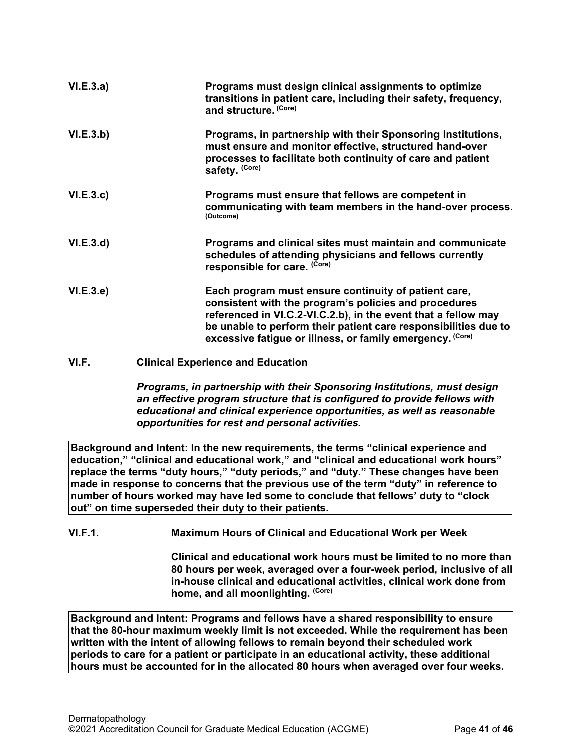**VI.E.3.a)** **Programs must design clinical assignments to optimize transitions in patient care, including their safety, frequency, and structure.** (Core)

**VI.E.3.b)** **Programs, in partnership with their Sponsoring Institutions, must ensure and monitor effective, structured hand-over processes to facilitate both continuity of care and patient safety.** (Core)

**VI.E.3.c)** **Programs must ensure that fellows are competent in communicating with team members in the hand-over process.** (Outcome)

**VI.E.3.d)** **Programs and clinical sites must maintain and communicate schedules of attending physicians and fellows currently responsible for care.** (Core)

**VI.E.3.e)** **Each program must ensure continuity of patient care, consistent with the program's policies and procedures referenced in VI.C.2-VI.C.2.b), in the event that a fellow may be unable to perform their patient care responsibilities due to excessive fatigue or illness, or family emergency.** (Core)

**VI.F.** **Clinical Experience and Education**

***Programs, in partnership with their Sponsoring Institutions, must design an effective program structure that is configured to provide fellows with educational and clinical experience opportunities, as well as reasonable opportunities for rest and personal activities.***

| **Background and Intent: In the new requirements, the terms "clinical experience and education," "clinical and educational work," and "clinical and educational work hours" replace the terms "duty hours," "duty periods," and "duty." These changes have been made in response to concerns that the previous use of the term "duty" in reference to number of hours worked may have led some to conclude that fellows' duty to "clock out" on time superseded their duty to their patients.** |
|---|

**VI.F.1.** **Maximum Hours of Clinical and Educational Work per Week**

**Clinical and educational work hours must be limited to no more than 80 hours per week, averaged over a four-week period, inclusive of all in-house clinical and educational activities, clinical work done from home, and all moonlighting.** (Core)

| **Background and Intent: Programs and fellows have a shared responsibility to ensure that the 80-hour maximum weekly limit is not exceeded. While the requirement has been written with the intent of allowing fellows to remain beyond their scheduled work periods to care for a patient or participate in an educational activity, these additional hours must be accounted for in the allocated 80 hours when averaged over four weeks.** |
|---|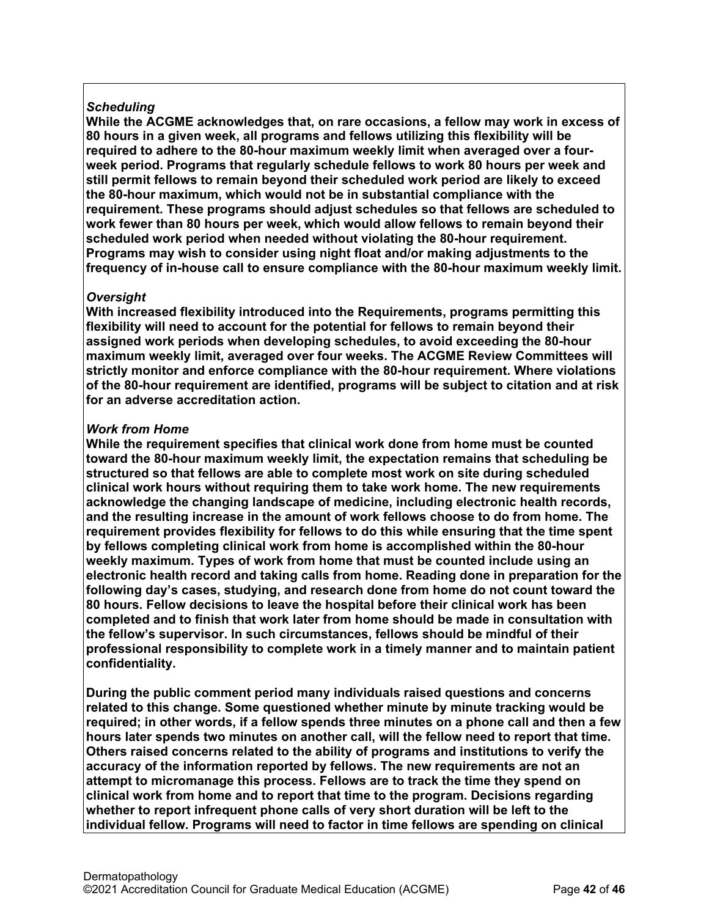***Scheduling***
**While the ACGME acknowledges that, on rare occasions, a fellow may work in excess of 80 hours in a given week, all programs and fellows utilizing this flexibility will be required to adhere to the 80-hour maximum weekly limit when averaged over a four-week period. Programs that regularly schedule fellows to work 80 hours per week and still permit fellows to remain beyond their scheduled work period are likely to exceed the 80-hour maximum, which would not be in substantial compliance with the requirement. These programs should adjust schedules so that fellows are scheduled to work fewer than 80 hours per week, which would allow fellows to remain beyond their scheduled work period when needed without violating the 80-hour requirement. Programs may wish to consider using night float and/or making adjustments to the frequency of in-house call to ensure compliance with the 80-hour maximum weekly limit.**

***Oversight***
**With increased flexibility introduced into the Requirements, programs permitting this flexibility will need to account for the potential for fellows to remain beyond their assigned work periods when developing schedules, to avoid exceeding the 80-hour maximum weekly limit, averaged over four weeks. The ACGME Review Committees will strictly monitor and enforce compliance with the 80-hour requirement. Where violations of the 80-hour requirement are identified, programs will be subject to citation and at risk for an adverse accreditation action.**

***Work from Home***
**While the requirement specifies that clinical work done from home must be counted toward the 80-hour maximum weekly limit, the expectation remains that scheduling be structured so that fellows are able to complete most work on site during scheduled clinical work hours without requiring them to take work home. The new requirements acknowledge the changing landscape of medicine, including electronic health records, and the resulting increase in the amount of work fellows choose to do from home. The requirement provides flexibility for fellows to do this while ensuring that the time spent by fellows completing clinical work from home is accomplished within the 80-hour weekly maximum. Types of work from home that must be counted include using an electronic health record and taking calls from home. Reading done in preparation for the following day's cases, studying, and research done from home do not count toward the 80 hours. Fellow decisions to leave the hospital before their clinical work has been completed and to finish that work later from home should be made in consultation with the fellow's supervisor. In such circumstances, fellows should be mindful of their professional responsibility to complete work in a timely manner and to maintain patient confidentiality.**

**During the public comment period many individuals raised questions and concerns related to this change. Some questioned whether minute by minute tracking would be required; in other words, if a fellow spends three minutes on a phone call and then a few hours later spends two minutes on another call, will the fellow need to report that time. Others raised concerns related to the ability of programs and institutions to verify the accuracy of the information reported by fellows. The new requirements are not an attempt to micromanage this process. Fellows are to track the time they spend on clinical work from home and to report that time to the program. Decisions regarding whether to report infrequent phone calls of very short duration will be left to the individual fellow. Programs will need to factor in time fellows are spending on clinical**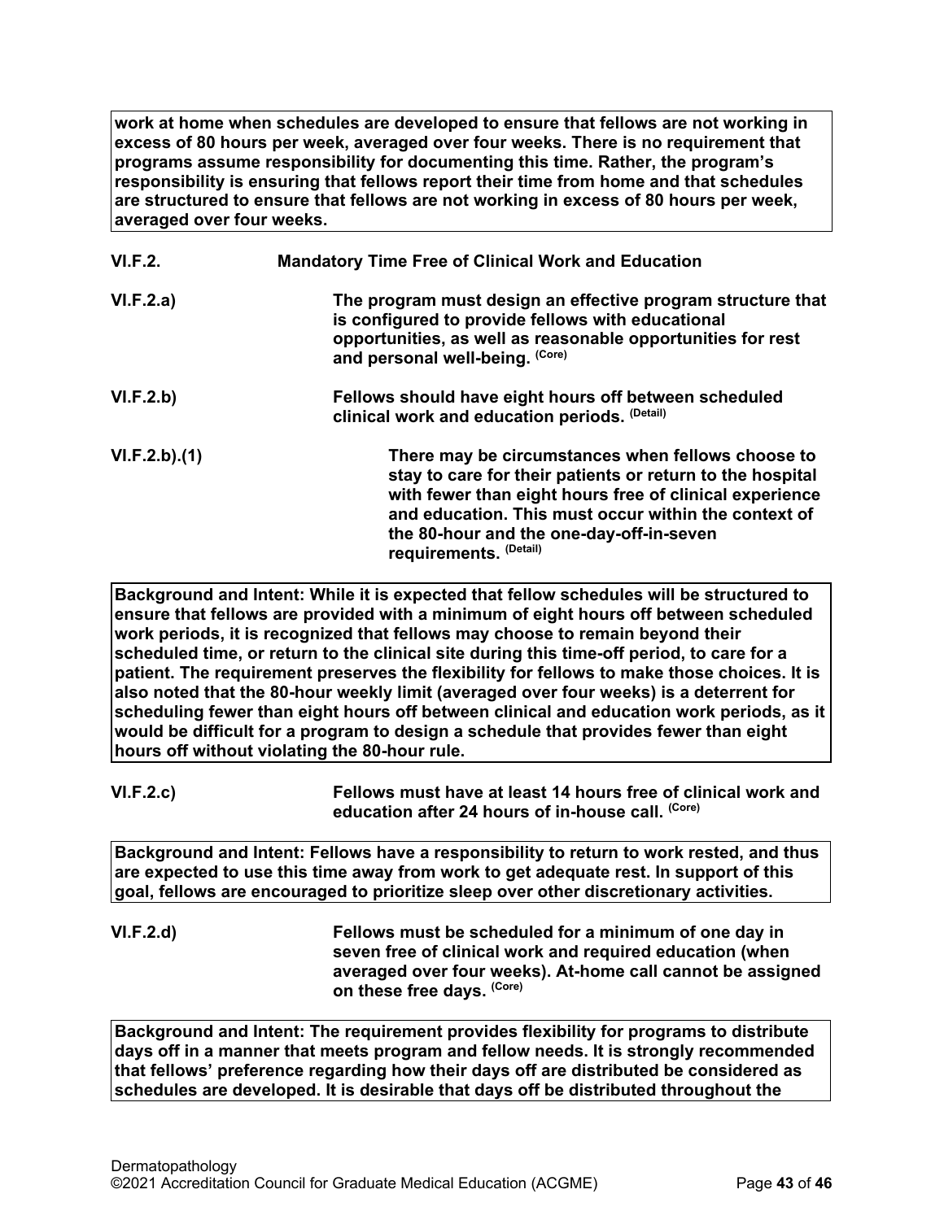**work at home when schedules are developed to ensure that fellows are not working in excess of 80 hours per week, averaged over four weeks. There is no requirement that programs assume responsibility for documenting this time. Rather, the program's responsibility is ensuring that fellows report their time from home and that schedules are structured to ensure that fellows are not working in excess of 80 hours per week, averaged over four weeks.**

**VI.F.2.** **Mandatory Time Free of Clinical Work and Education**

**VI.F.2.a)** **The program must design an effective program structure that is configured to provide fellows with educational opportunities, as well as reasonable opportunities for rest and personal well-being.** (Core)

**VI.F.2.b)** **Fellows should have eight hours off between scheduled clinical work and education periods.** (Detail)

**VI.F.2.b).(1)** **There may be circumstances when fellows choose to stay to care for their patients or return to the hospital with fewer than eight hours free of clinical experience and education. This must occur within the context of the 80-hour and the one-day-off-in-seven requirements.** (Detail)

**Background and Intent: While it is expected that fellow schedules will be structured to ensure that fellows are provided with a minimum of eight hours off between scheduled work periods, it is recognized that fellows may choose to remain beyond their scheduled time, or return to the clinical site during this time-off period, to care for a patient. The requirement preserves the flexibility for fellows to make those choices. It is also noted that the 80-hour weekly limit (averaged over four weeks) is a deterrent for scheduling fewer than eight hours off between clinical and education work periods, as it would be difficult for a program to design a schedule that provides fewer than eight hours off without violating the 80-hour rule.**

**VI.F.2.c)** **Fellows must have at least 14 hours free of clinical work and education after 24 hours of in-house call.** (Core)

**Background and Intent: Fellows have a responsibility to return to work rested, and thus are expected to use this time away from work to get adequate rest. In support of this goal, fellows are encouraged to prioritize sleep over other discretionary activities.**

**VI.F.2.d)** **Fellows must be scheduled for a minimum of one day in seven free of clinical work and required education (when averaged over four weeks). At-home call cannot be assigned on these free days.** (Core)

**Background and Intent: The requirement provides flexibility for programs to distribute days off in a manner that meets program and fellow needs. It is strongly recommended that fellows' preference regarding how their days off are distributed be considered as schedules are developed. It is desirable that days off be distributed throughout the**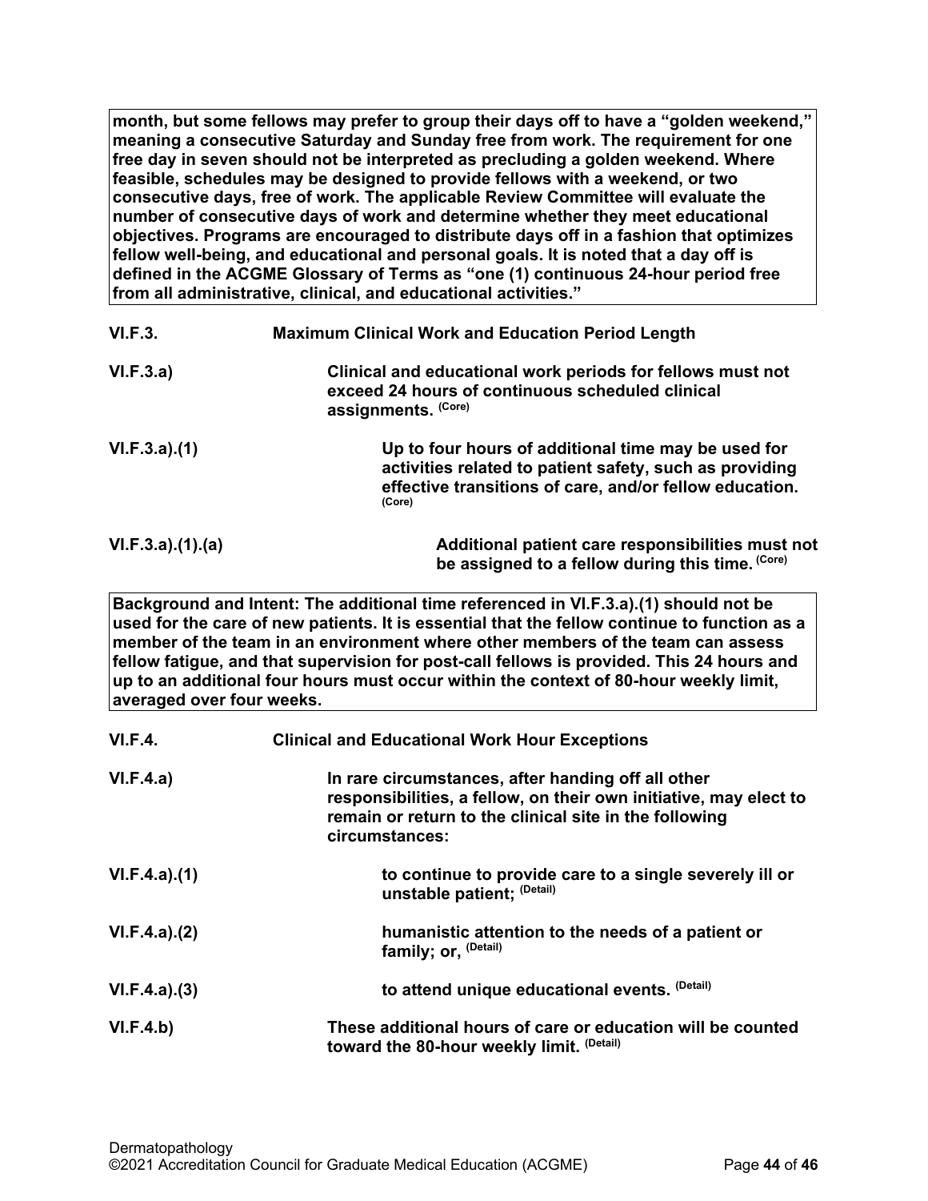**month, but some fellows may prefer to group their days off to have a "golden weekend," meaning a consecutive Saturday and Sunday free from work. The requirement for one free day in seven should not be interpreted as precluding a golden weekend. Where feasible, schedules may be designed to provide fellows with a weekend, or two consecutive days, free of work. The applicable Review Committee will evaluate the number of consecutive days of work and determine whether they meet educational objectives. Programs are encouraged to distribute days off in a fashion that optimizes fellow well-being, and educational and personal goals. It is noted that a day off is defined in the ACGME Glossary of Terms as "one (1) continuous 24-hour period free from all administrative, clinical, and educational activities."**

**VI.F.3.** **Maximum Clinical Work and Education Period Length**

**VI.F.3.a)** **Clinical and educational work periods for fellows must not exceed 24 hours of continuous scheduled clinical assignments.** (Core)

**VI.F.3.a).(1)** **Up to four hours of additional time may be used for activities related to patient safety, such as providing effective transitions of care, and/or fellow education.** (Core)

**VI.F.3.a).(1).(a)** **Additional patient care responsibilities must not be assigned to a fellow during this time.** (Core)

**Background and Intent: The additional time referenced in VI.F.3.a).(1) should not be used for the care of new patients. It is essential that the fellow continue to function as a member of the team in an environment where other members of the team can assess fellow fatigue, and that supervision for post-call fellows is provided. This 24 hours and up to an additional four hours must occur within the context of 80-hour weekly limit, averaged over four weeks.**

**VI.F.4.** **Clinical and Educational Work Hour Exceptions**

**VI.F.4.a)** **In rare circumstances, after handing off all other responsibilities, a fellow, on their own initiative, may elect to remain or return to the clinical site in the following circumstances:**

**VI.F.4.a).(1)** **to continue to provide care to a single severely ill or unstable patient;** (Detail)

**VI.F.4.a).(2)** **humanistic attention to the needs of a patient or family; or,** (Detail)

**VI.F.4.a).(3)** **to attend unique educational events.** (Detail)

**VI.F.4.b)** **These additional hours of care or education will be counted toward the 80-hour weekly limit.** (Detail)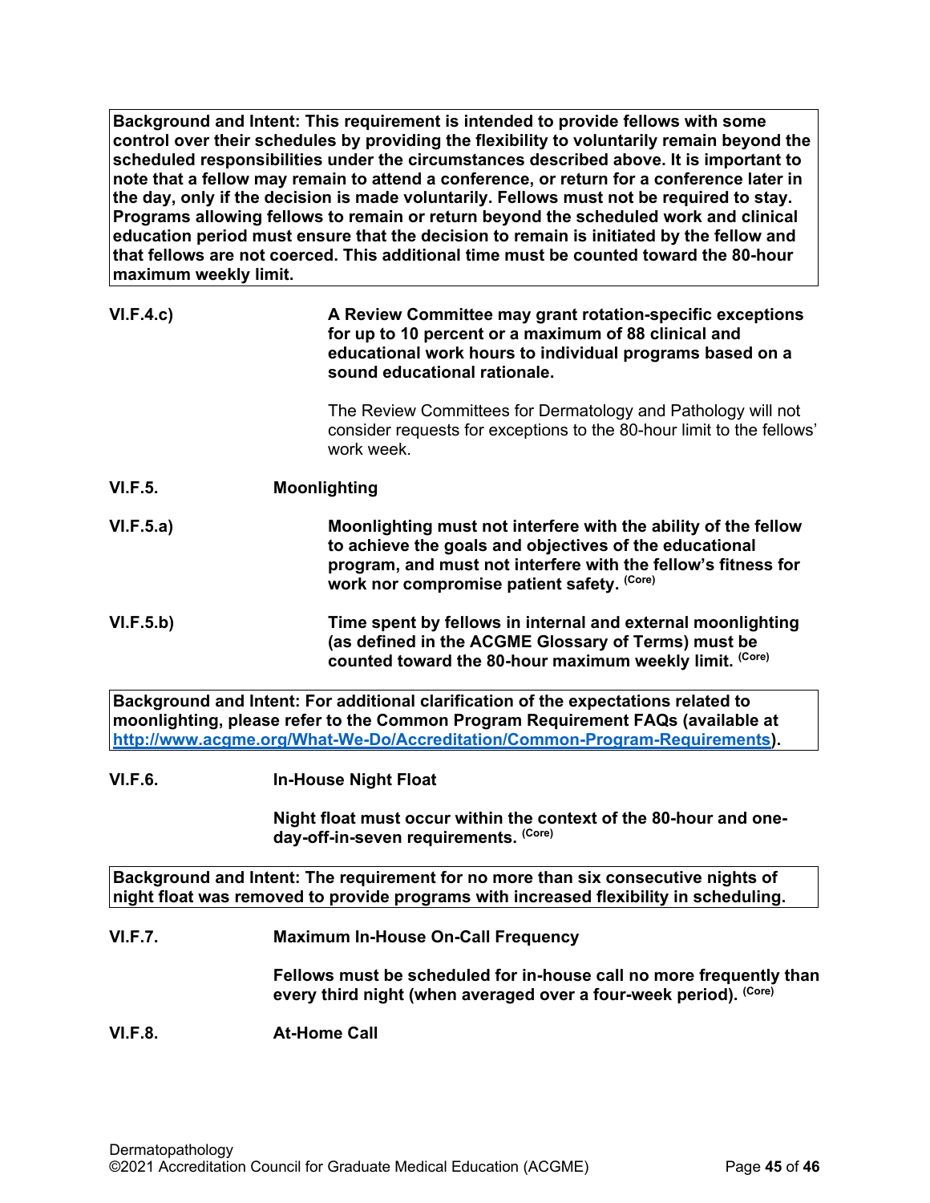**Background and Intent: This requirement is intended to provide fellows with some control over their schedules by providing the flexibility to voluntarily remain beyond the scheduled responsibilities under the circumstances described above. It is important to note that a fellow may remain to attend a conference, or return for a conference later in the day, only if the decision is made voluntarily. Fellows must not be required to stay. Programs allowing fellows to remain or return beyond the scheduled work and clinical education period must ensure that the decision to remain is initiated by the fellow and that fellows are not coerced. This additional time must be counted toward the 80-hour maximum weekly limit.**

**VI.F.4.c)** **A Review Committee may grant rotation-specific exceptions for up to 10 percent or a maximum of 88 clinical and educational work hours to individual programs based on a sound educational rationale.**

The Review Committees for Dermatology and Pathology will not consider requests for exceptions to the 80-hour limit to the fellows' work week.

**VI.F.5.** **Moonlighting**

**VI.F.5.a)** **Moonlighting must not interfere with the ability of the fellow to achieve the goals and objectives of the educational program, and must not interfere with the fellow's fitness for work nor compromise patient safety.** (Core)

**VI.F.5.b)** **Time spent by fellows in internal and external moonlighting (as defined in the ACGME Glossary of Terms) must be counted toward the 80-hour maximum weekly limit.** (Core)

**Background and Intent: For additional clarification of the expectations related to moonlighting, please refer to the Common Program Requirement FAQs (available at [http://www.acgme.org/What-We-Do/Accreditation/Common-Program-Requirements](http://www.acgme.org/What-We-Do/Accreditation/Common-Program-Requirements)).**

**VI.F.6.** **In-House Night Float**

**Night float must occur within the context of the 80-hour and one-day-off-in-seven requirements.** (Core)

**Background and Intent: The requirement for no more than six consecutive nights of night float was removed to provide programs with increased flexibility in scheduling.**

**VI.F.7.** **Maximum In-House On-Call Frequency**

**Fellows must be scheduled for in-house call no more frequently than every third night (when averaged over a four-week period).** (Core)

**VI.F.8.** **At-Home Call**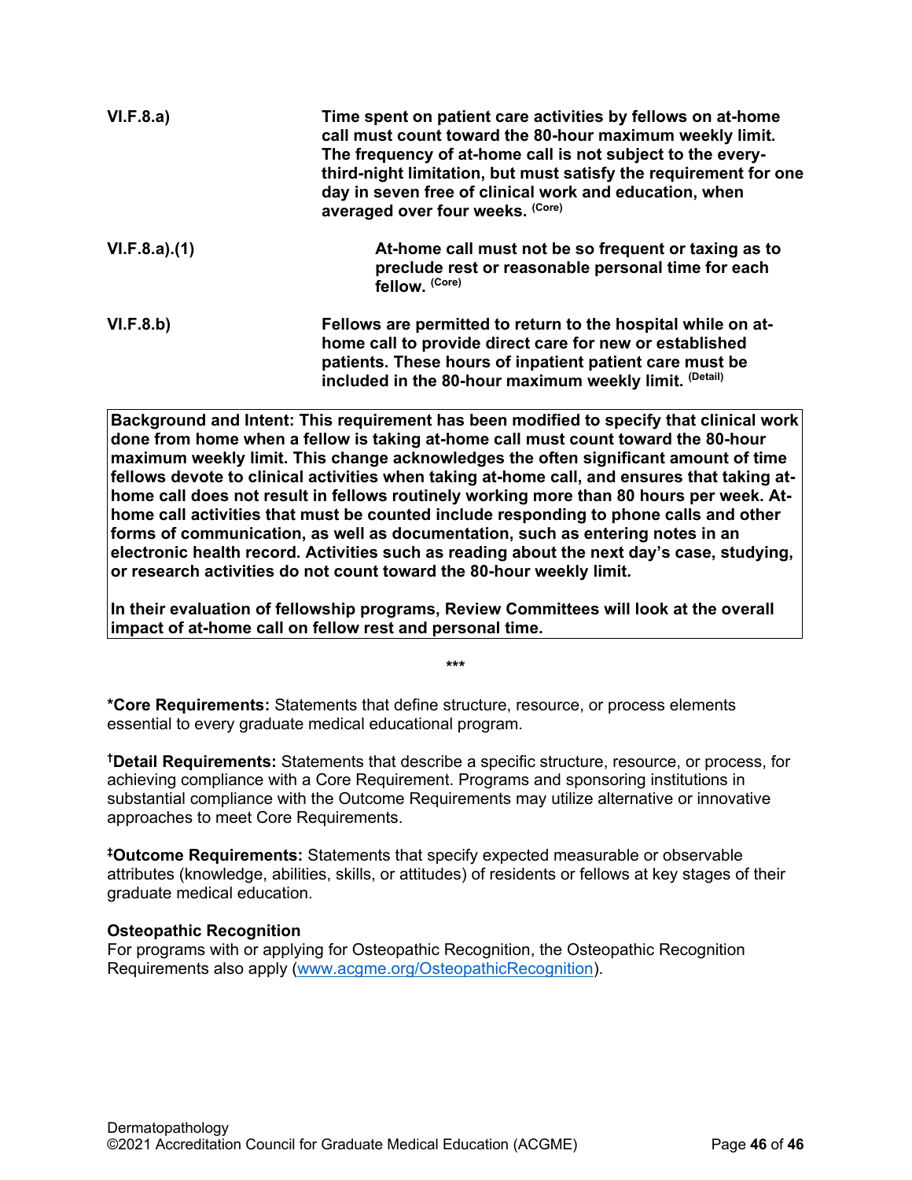| | |
|---|---|
| VI.F.8.a) | **Time spent on patient care activities by fellows on at-home call must count toward the 80-hour maximum weekly limit. The frequency of at-home call is not subject to the every-third-night limitation, but must satisfy the requirement for one day in seven free of clinical work and education, when averaged over four weeks.** (Core) |
| VI.F.8.a).(1) | **At-home call must not be so frequent or taxing as to preclude rest or reasonable personal time for each fellow.** (Core) |
| VI.F.8.b) | **Fellows are permitted to return to the hospital while on at-home call to provide direct care for new or established patients. These hours of inpatient patient care must be included in the 80-hour maximum weekly limit.** (Detail) |

**Background and Intent: This requirement has been modified to specify that clinical work done from home when a fellow is taking at-home call must count toward the 80-hour maximum weekly limit. This change acknowledges the often significant amount of time fellows devote to clinical activities when taking at-home call, and ensures that taking at-home call does not result in fellows routinely working more than 80 hours per week. At-home call activities that must be counted include responding to phone calls and other forms of communication, as well as documentation, such as entering notes in an electronic health record. Activities such as reading about the next day's case, studying, or research activities do not count toward the 80-hour weekly limit.**

**In their evaluation of fellowship programs, Review Committees will look at the overall impact of at-home call on fellow rest and personal time.**

***

***Core Requirements:** Statements that define structure, resource, or process elements essential to every graduate medical educational program.

†**Detail Requirements:** Statements that describe a specific structure, resource, or process, for achieving compliance with a Core Requirement. Programs and sponsoring institutions in substantial compliance with the Outcome Requirements may utilize alternative or innovative approaches to meet Core Requirements.

‡**Outcome Requirements:** Statements that specify expected measurable or observable attributes (knowledge, abilities, skills, or attitudes) of residents or fellows at key stages of their graduate medical education.

**Osteopathic Recognition**

For programs with or applying for Osteopathic Recognition, the Osteopathic Recognition Requirements also apply (www.acgme.org/OsteopathicRecognition).